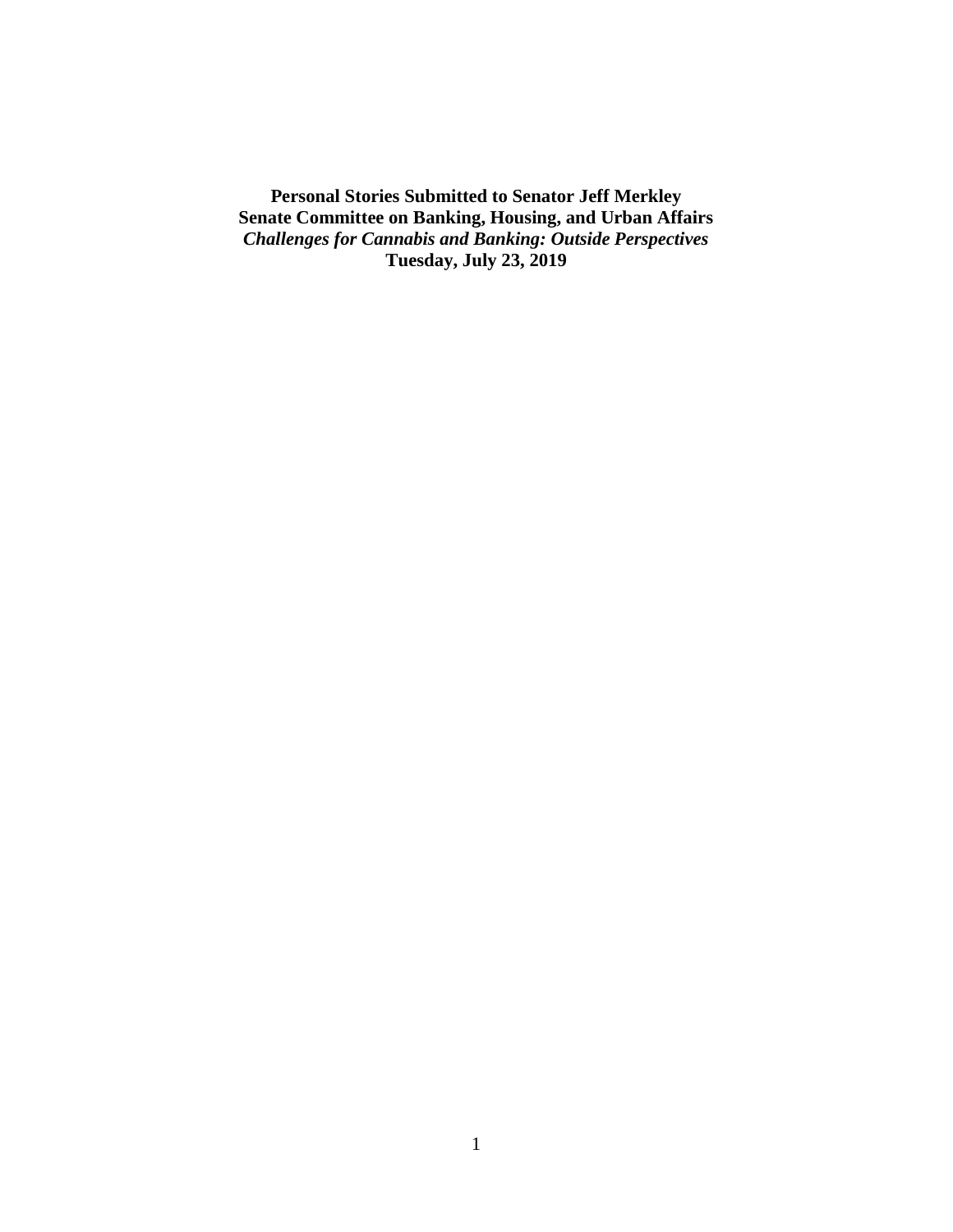**Personal Stories Submitted to Senator Jeff Merkley**
**Senate Committee on Banking, Housing, and Urban Affairs**
***Challenges for Cannabis and Banking: Outside Perspectives***
**Tuesday, July 23, 2019**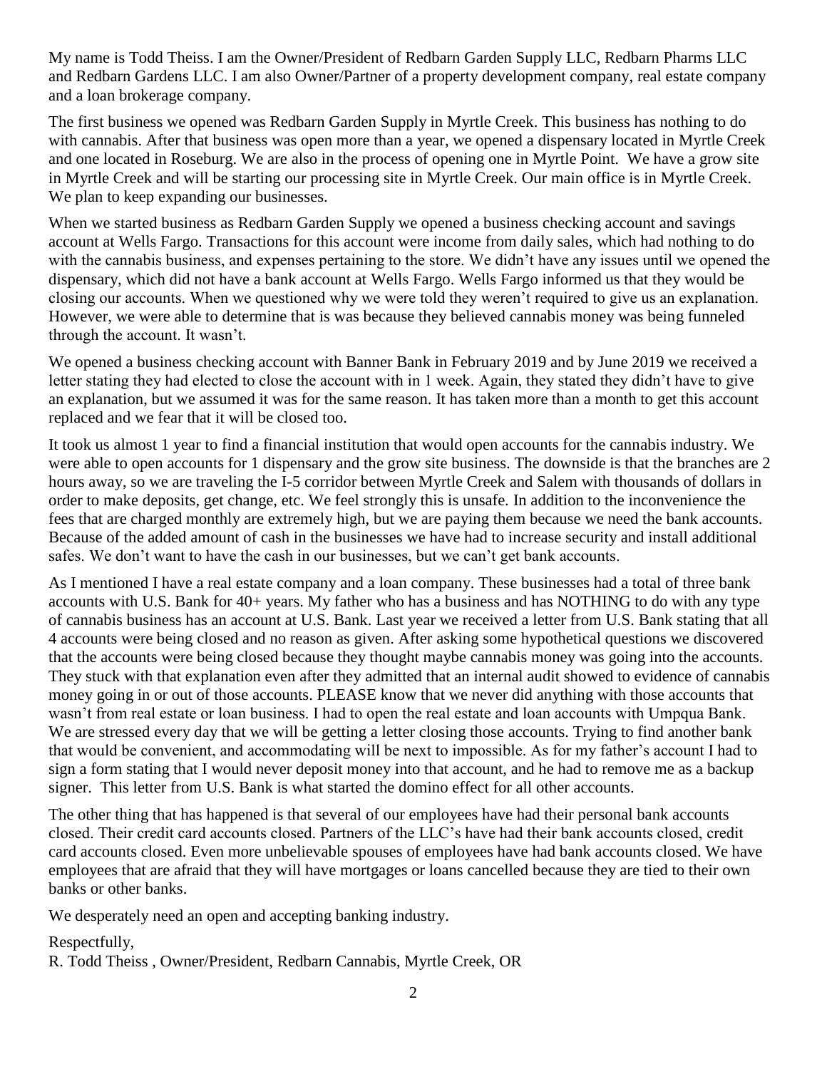My name is Todd Theiss. I am the Owner/President of Redbarn Garden Supply LLC, Redbarn Pharms LLC and Redbarn Gardens LLC. I am also Owner/Partner of a property development company, real estate company and a loan brokerage company.

The first business we opened was Redbarn Garden Supply in Myrtle Creek. This business has nothing to do with cannabis. After that business was open more than a year, we opened a dispensary located in Myrtle Creek and one located in Roseburg. We are also in the process of opening one in Myrtle Point. We have a grow site in Myrtle Creek and will be starting our processing site in Myrtle Creek. Our main office is in Myrtle Creek. We plan to keep expanding our businesses.

When we started business as Redbarn Garden Supply we opened a business checking account and savings account at Wells Fargo. Transactions for this account were income from daily sales, which had nothing to do with the cannabis business, and expenses pertaining to the store. We didn't have any issues until we opened the dispensary, which did not have a bank account at Wells Fargo. Wells Fargo informed us that they would be closing our accounts. When we questioned why we were told they weren't required to give us an explanation. However, we were able to determine that is was because they believed cannabis money was being funneled through the account. It wasn't.

We opened a business checking account with Banner Bank in February 2019 and by June 2019 we received a letter stating they had elected to close the account with in 1 week. Again, they stated they didn't have to give an explanation, but we assumed it was for the same reason. It has taken more than a month to get this account replaced and we fear that it will be closed too.

It took us almost 1 year to find a financial institution that would open accounts for the cannabis industry. We were able to open accounts for 1 dispensary and the grow site business. The downside is that the branches are 2 hours away, so we are traveling the I-5 corridor between Myrtle Creek and Salem with thousands of dollars in order to make deposits, get change, etc. We feel strongly this is unsafe. In addition to the inconvenience the fees that are charged monthly are extremely high, but we are paying them because we need the bank accounts. Because of the added amount of cash in the businesses we have had to increase security and install additional safes. We don't want to have the cash in our businesses, but we can't get bank accounts.

As I mentioned I have a real estate company and a loan company. These businesses had a total of three bank accounts with U.S. Bank for 40+ years. My father who has a business and has NOTHING to do with any type of cannabis business has an account at U.S. Bank. Last year we received a letter from U.S. Bank stating that all 4 accounts were being closed and no reason as given. After asking some hypothetical questions we discovered that the accounts were being closed because they thought maybe cannabis money was going into the accounts. They stuck with that explanation even after they admitted that an internal audit showed to evidence of cannabis money going in or out of those accounts. PLEASE know that we never did anything with those accounts that wasn't from real estate or loan business. I had to open the real estate and loan accounts with Umpqua Bank. We are stressed every day that we will be getting a letter closing those accounts. Trying to find another bank that would be convenient, and accommodating will be next to impossible. As for my father's account I had to sign a form stating that I would never deposit money into that account, and he had to remove me as a backup signer. This letter from U.S. Bank is what started the domino effect for all other accounts.

The other thing that has happened is that several of our employees have had their personal bank accounts closed. Their credit card accounts closed. Partners of the LLC's have had their bank accounts closed, credit card accounts closed. Even more unbelievable spouses of employees have had bank accounts closed. We have employees that are afraid that they will have mortgages or loans cancelled because they are tied to their own banks or other banks.

We desperately need an open and accepting banking industry.

Respectfully,
R. Todd Theiss , Owner/President, Redbarn Cannabis, Myrtle Creek, OR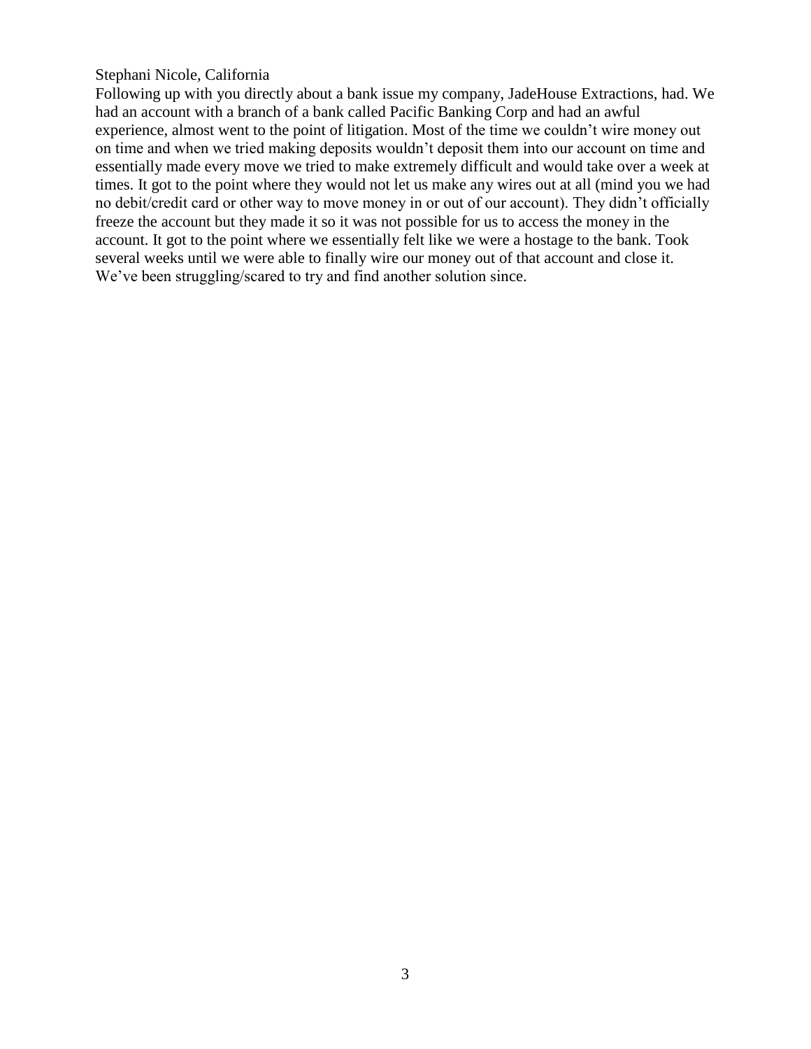Stephani Nicole, California

Following up with you directly about a bank issue my company, JadeHouse Extractions, had. We had an account with a branch of a bank called Pacific Banking Corp and had an awful experience, almost went to the point of litigation. Most of the time we couldn't wire money out on time and when we tried making deposits wouldn't deposit them into our account on time and essentially made every move we tried to make extremely difficult and would take over a week at times. It got to the point where they would not let us make any wires out at all (mind you we had no debit/credit card or other way to move money in or out of our account). They didn't officially freeze the account but they made it so it was not possible for us to access the money in the account. It got to the point where we essentially felt like we were a hostage to the bank. Took several weeks until we were able to finally wire our money out of that account and close it. We've been struggling/scared to try and find another solution since.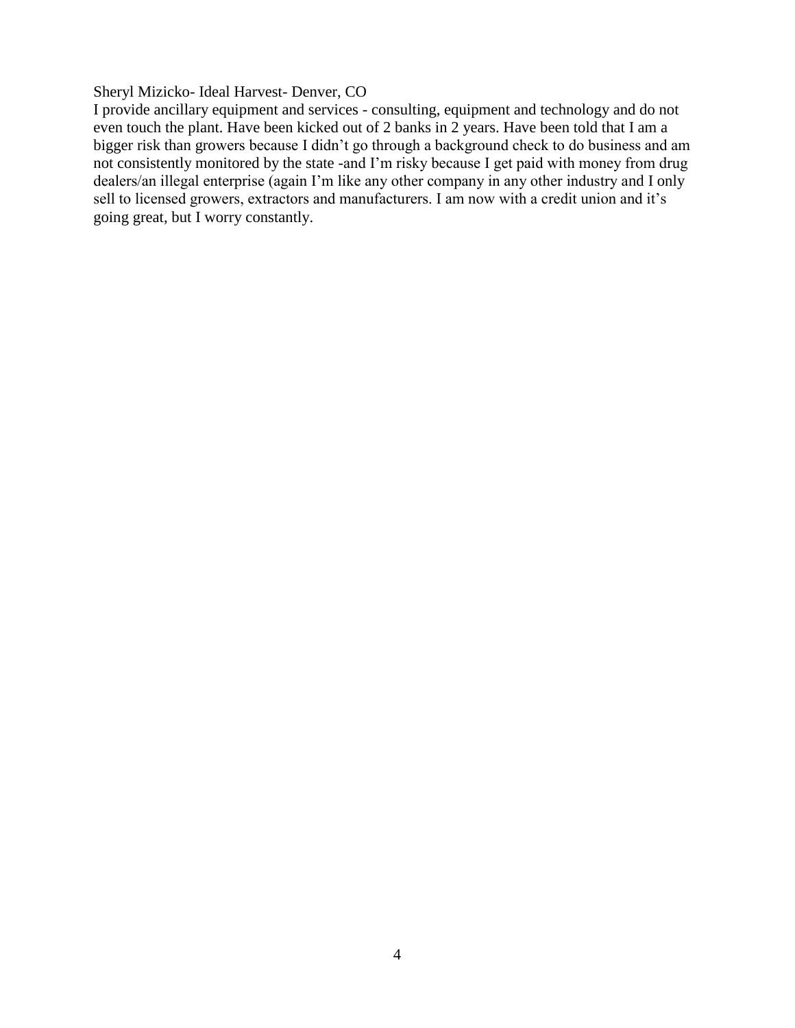Sheryl Mizicko- Ideal Harvest- Denver, CO

I provide ancillary equipment and services - consulting, equipment and technology and do not even touch the plant. Have been kicked out of 2 banks in 2 years. Have been told that I am a bigger risk than growers because I didn't go through a background check to do business and am not consistently monitored by the state -and I'm risky because I get paid with money from drug dealers/an illegal enterprise (again I'm like any other company in any other industry and I only sell to licensed growers, extractors and manufacturers. I am now with a credit union and it's going great, but I worry constantly.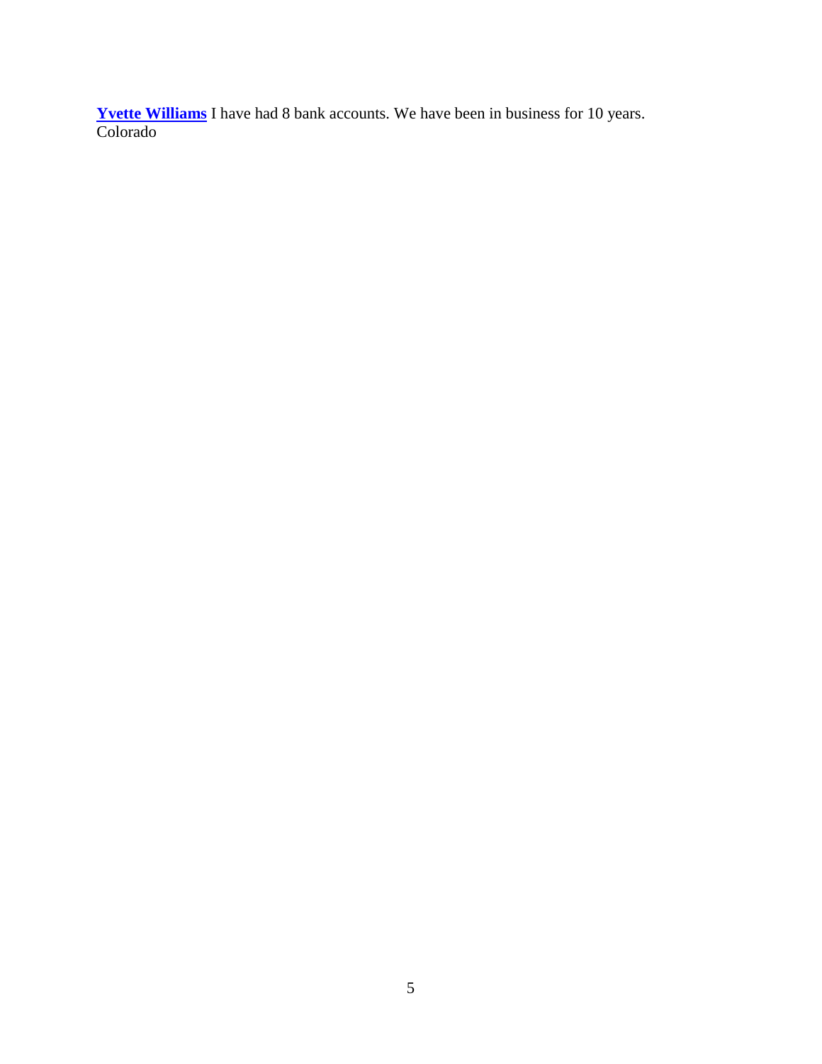**[Yvette Williams]()** I have had 8 bank accounts. We have been in business for 10 years.
Colorado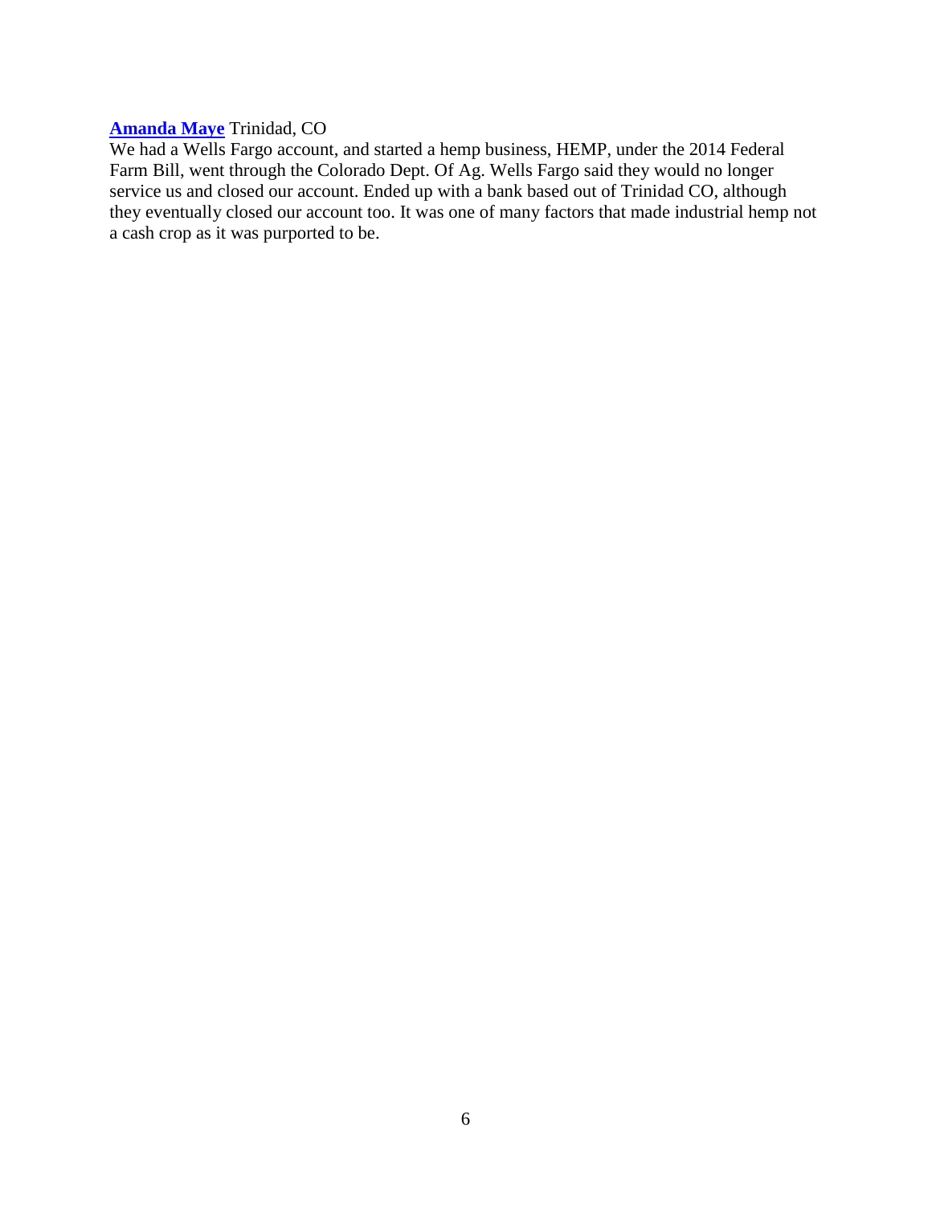**Amanda Maye** Trinidad, CO

We had a Wells Fargo account, and started a hemp business, HEMP, under the 2014 Federal Farm Bill, went through the Colorado Dept. Of Ag. Wells Fargo said they would no longer service us and closed our account. Ended up with a bank based out of Trinidad CO, although they eventually closed our account too. It was one of many factors that made industrial hemp not a cash crop as it was purported to be.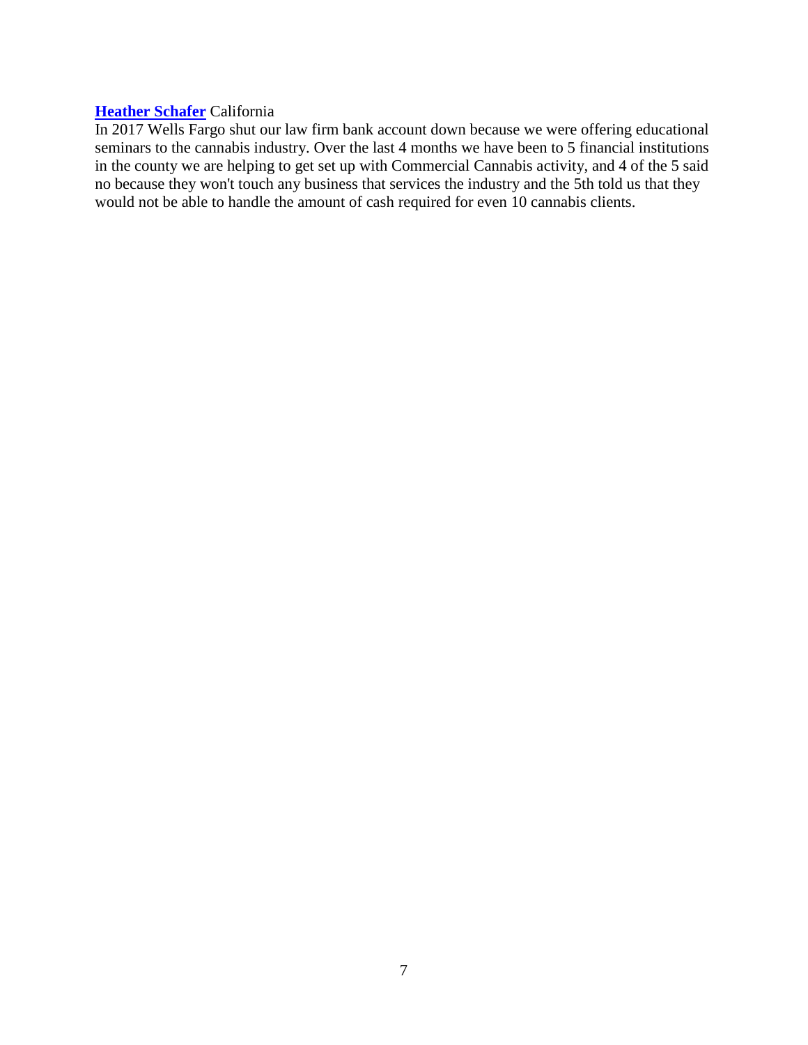**Heather Schafer** California
In 2017 Wells Fargo shut our law firm bank account down because we were offering educational seminars to the cannabis industry. Over the last 4 months we have been to 5 financial institutions in the county we are helping to get set up with Commercial Cannabis activity, and 4 of the 5 said no because they won't touch any business that services the industry and the 5th told us that they would not be able to handle the amount of cash required for even 10 cannabis clients.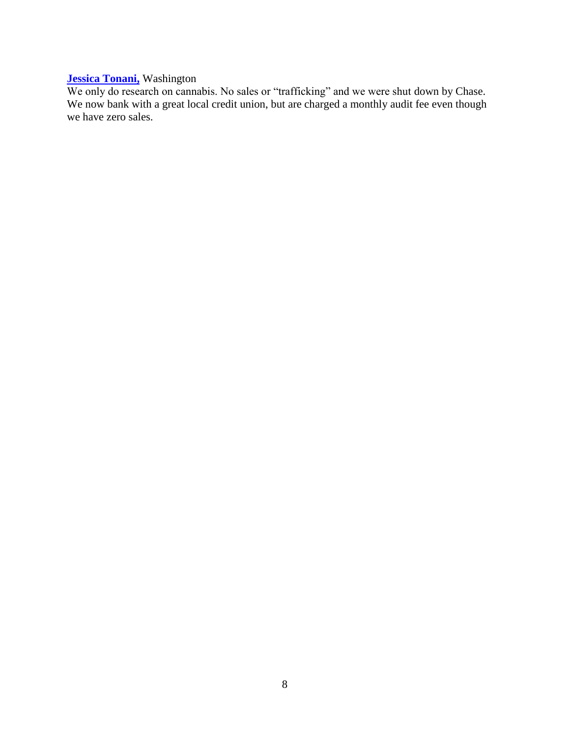**Jessica Tonani,** Washington
We only do research on cannabis. No sales or "trafficking" and we were shut down by Chase. We now bank with a great local credit union, but are charged a monthly audit fee even though we have zero sales.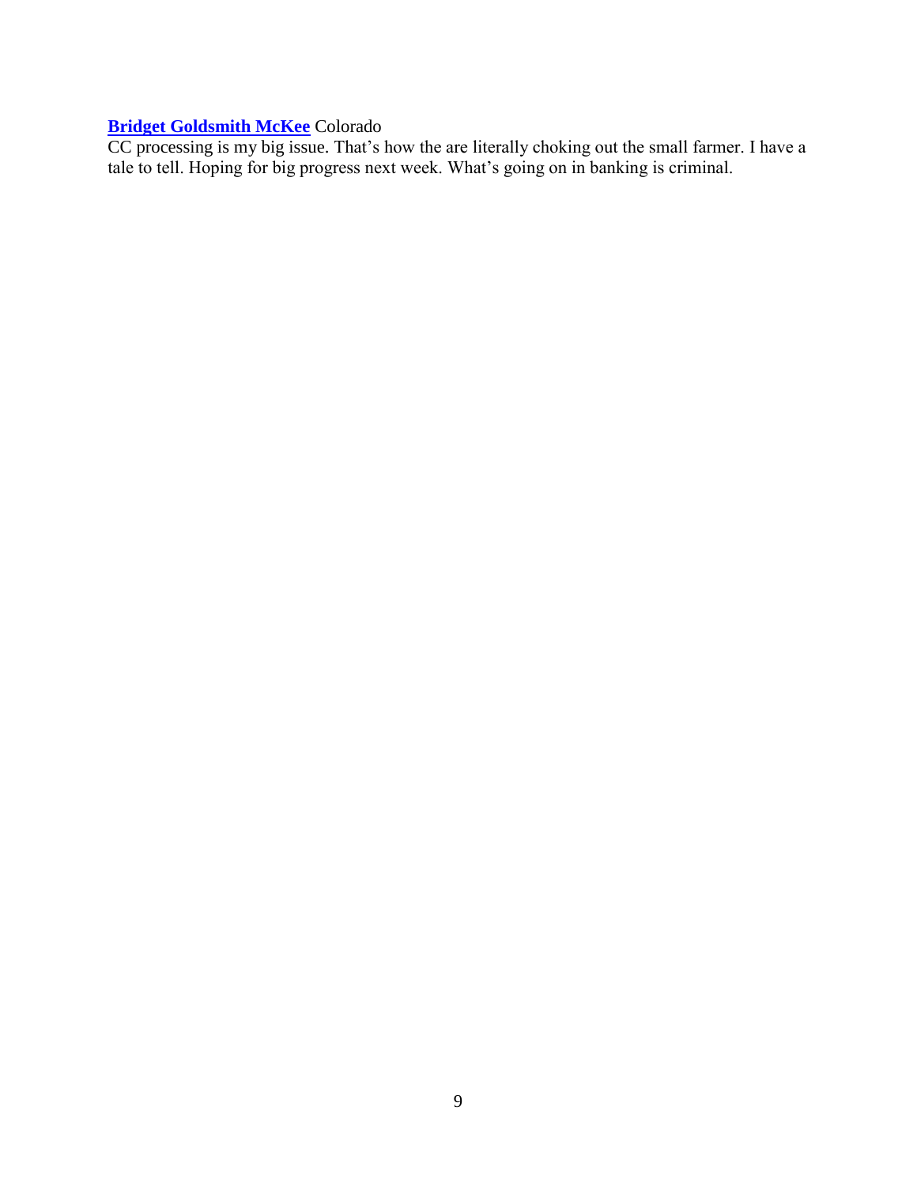**Bridget Goldsmith McKee** Colorado
CC processing is my big issue. That’s how the are literally choking out the small farmer. I have a tale to tell. Hoping for big progress next week. What’s going on in banking is criminal.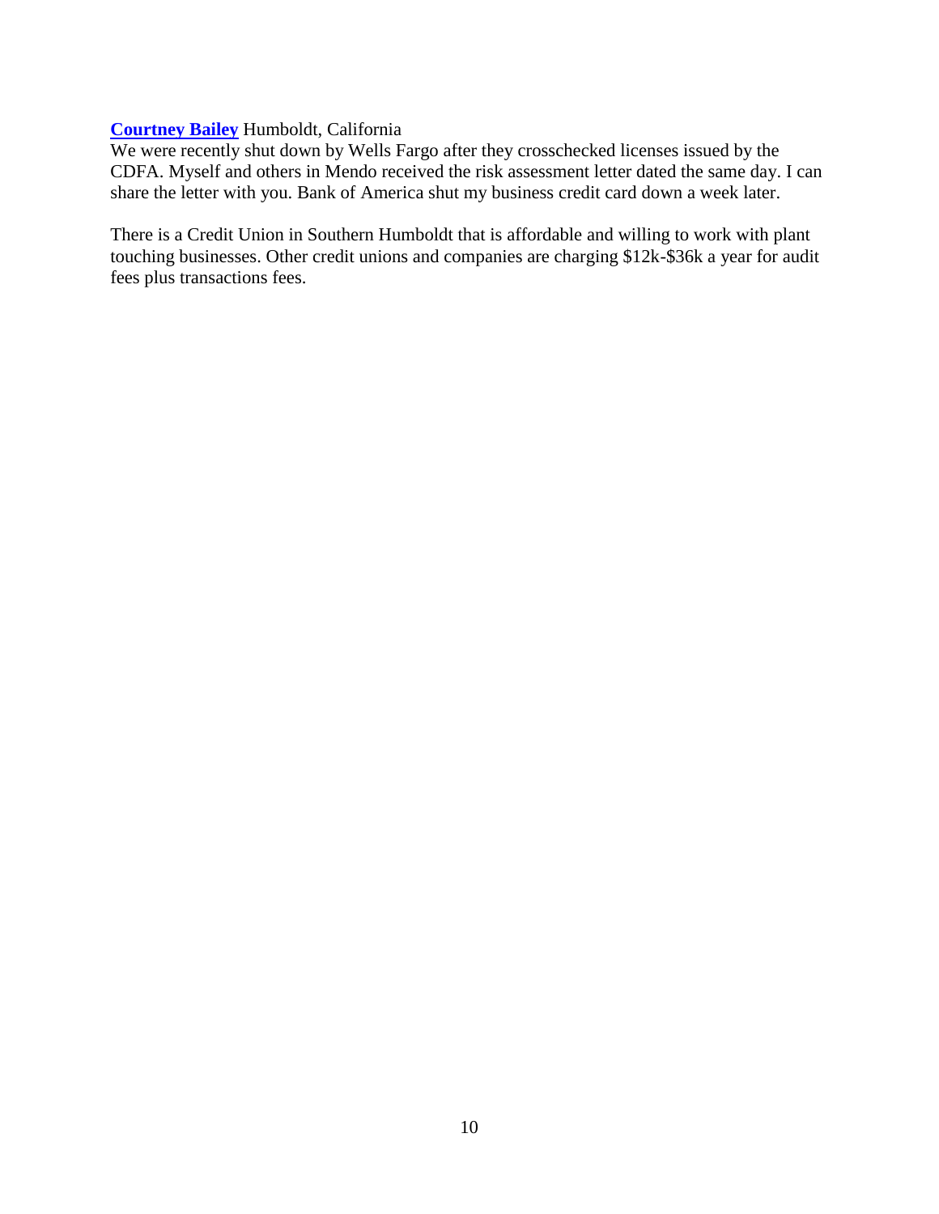**Courtney Bailey** Humboldt, California
We were recently shut down by Wells Fargo after they crosschecked licenses issued by the CDFA. Myself and others in Mendo received the risk assessment letter dated the same day. I can share the letter with you. Bank of America shut my business credit card down a week later.

There is a Credit Union in Southern Humboldt that is affordable and willing to work with plant touching businesses. Other credit unions and companies are charging $12k-$36k a year for audit fees plus transactions fees.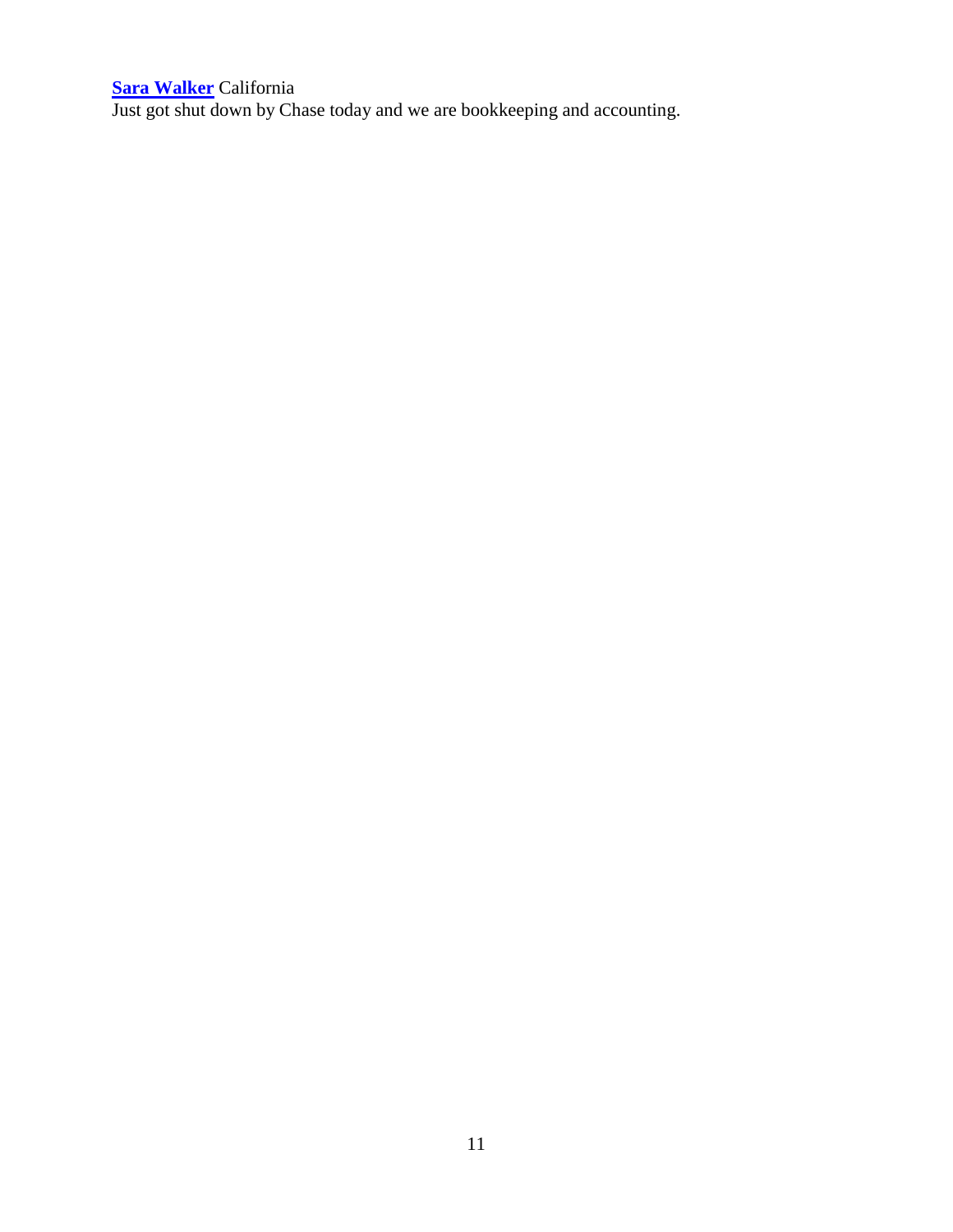**Sara Walker** California
Just got shut down by Chase today and we are bookkeeping and accounting.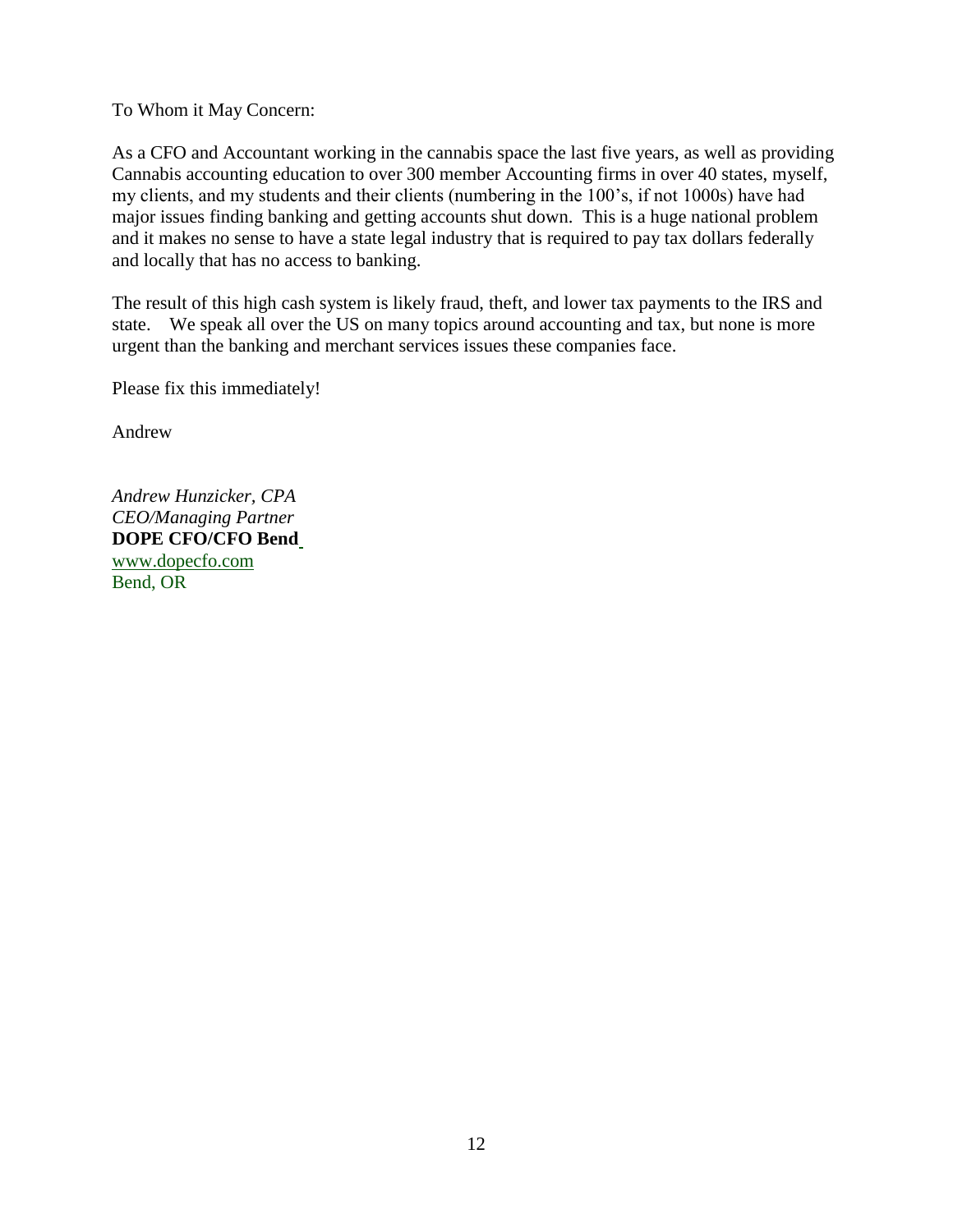To Whom it May Concern:

As a CFO and Accountant working in the cannabis space the last five years, as well as providing Cannabis accounting education to over 300 member Accounting firms in over 40 states, myself, my clients, and my students and their clients (numbering in the 100's, if not 1000s) have had major issues finding banking and getting accounts shut down. This is a huge national problem and it makes no sense to have a state legal industry that is required to pay tax dollars federally and locally that has no access to banking.

The result of this high cash system is likely fraud, theft, and lower tax payments to the IRS and state. We speak all over the US on many topics around accounting and tax, but none is more urgent than the banking and merchant services issues these companies face.

Please fix this immediately!

Andrew

*Andrew Hunzicker, CPA*
*CEO/Managing Partner*
**DOPE CFO/CFO Bend**
www.dopecfo.com
Bend, OR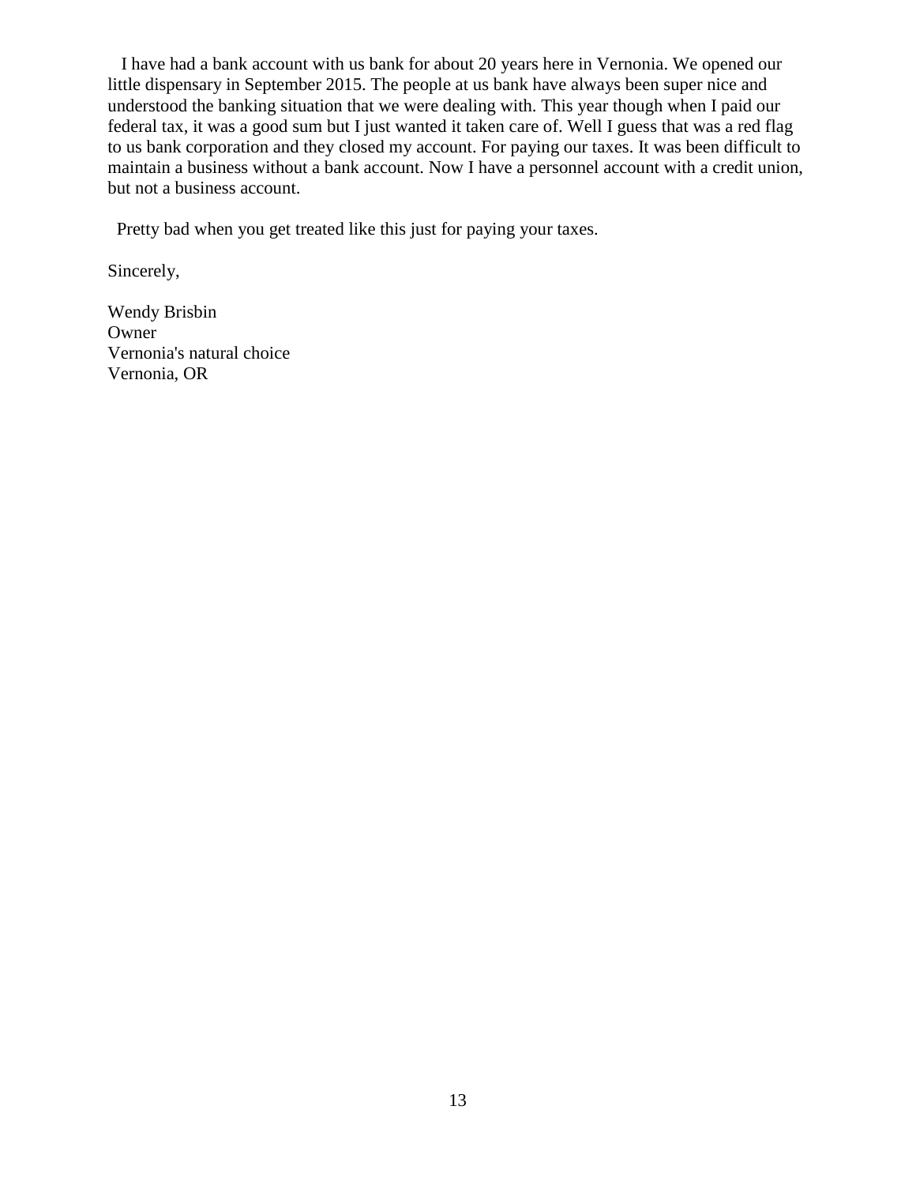I have had a bank account with us bank for about 20 years here in Vernonia. We opened our little dispensary in September 2015. The people at us bank have always been super nice and understood the banking situation that we were dealing with. This year though when I paid our federal tax, it was a good sum but I just wanted it taken care of. Well I guess that was a red flag to us bank corporation and they closed my account. For paying our taxes. It was been difficult to maintain a business without a bank account. Now I have a personnel account with a credit union, but not a business account.

Pretty bad when you get treated like this just for paying your taxes.

Sincerely,

Wendy Brisbin
Owner
Vernonia's natural choice
Vernonia, OR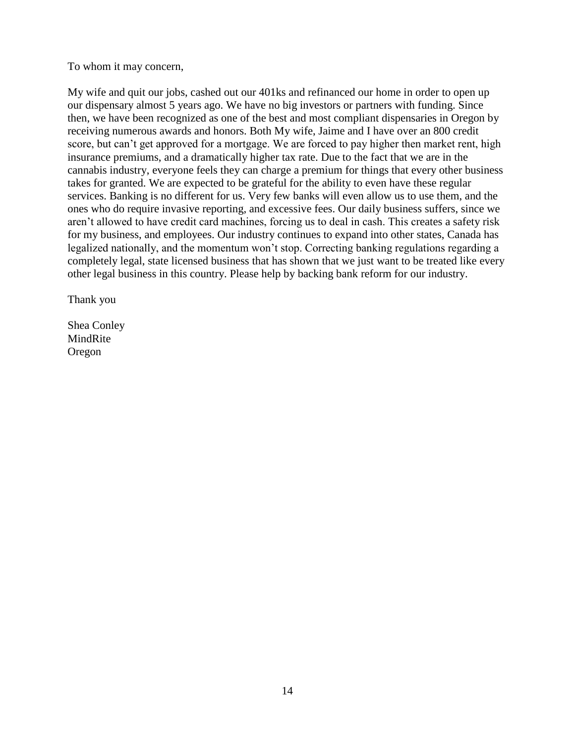To whom it may concern,

My wife and quit our jobs, cashed out our 401ks and refinanced our home in order to open up our dispensary almost 5 years ago. We have no big investors or partners with funding. Since then, we have been recognized as one of the best and most compliant dispensaries in Oregon by receiving numerous awards and honors. Both My wife, Jaime and I have over an 800 credit score, but can't get approved for a mortgage. We are forced to pay higher then market rent, high insurance premiums, and a dramatically higher tax rate. Due to the fact that we are in the cannabis industry, everyone feels they can charge a premium for things that every other business takes for granted. We are expected to be grateful for the ability to even have these regular services. Banking is no different for us. Very few banks will even allow us to use them, and the ones who do require invasive reporting, and excessive fees. Our daily business suffers, since we aren't allowed to have credit card machines, forcing us to deal in cash. This creates a safety risk for my business, and employees. Our industry continues to expand into other states, Canada has legalized nationally, and the momentum won't stop. Correcting banking regulations regarding a completely legal, state licensed business that has shown that we just want to be treated like every other legal business in this country. Please help by backing bank reform for our industry.

Thank you

Shea Conley  
MindRite  
Oregon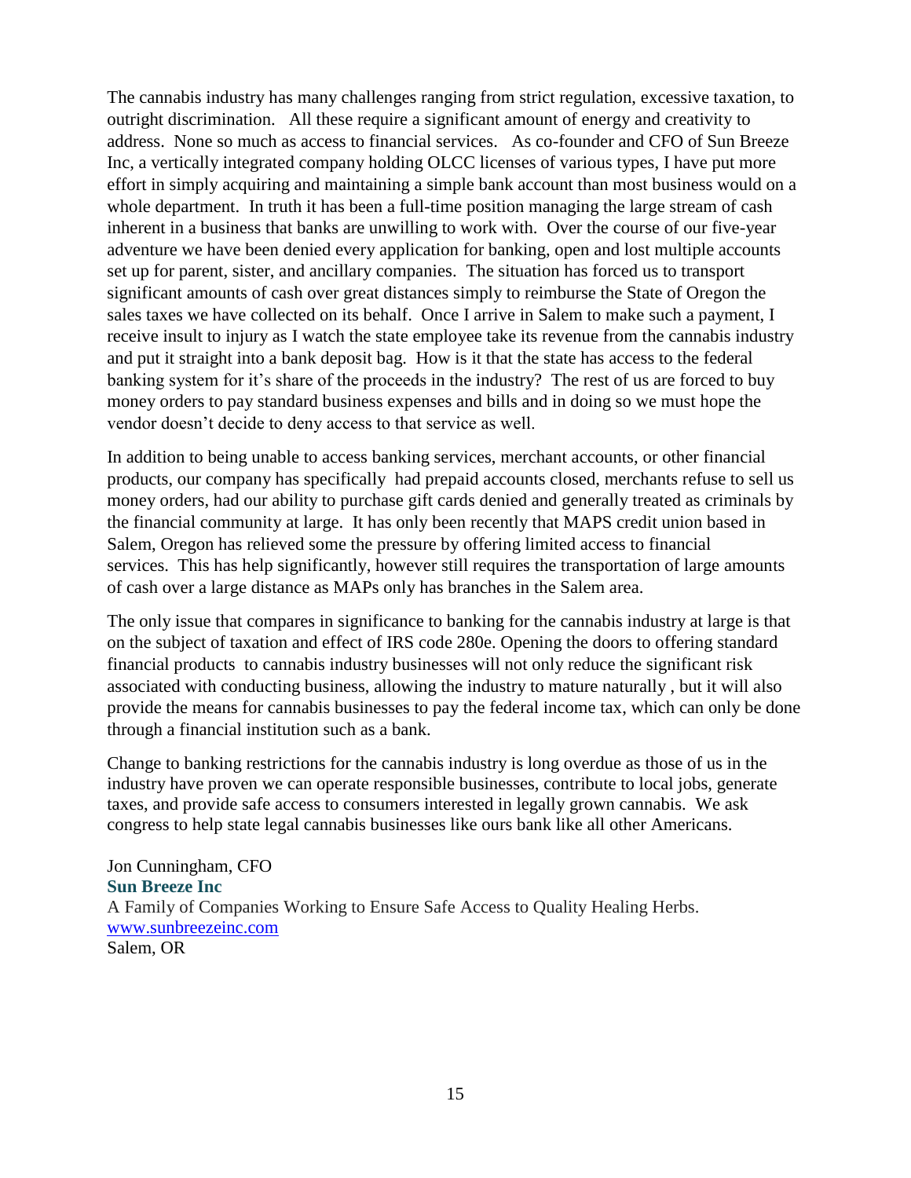The cannabis industry has many challenges ranging from strict regulation, excessive taxation, to outright discrimination. All these require a significant amount of energy and creativity to address. None so much as access to financial services. As co-founder and CFO of Sun Breeze Inc, a vertically integrated company holding OLCC licenses of various types, I have put more effort in simply acquiring and maintaining a simple bank account than most business would on a whole department. In truth it has been a full-time position managing the large stream of cash inherent in a business that banks are unwilling to work with. Over the course of our five-year adventure we have been denied every application for banking, open and lost multiple accounts set up for parent, sister, and ancillary companies. The situation has forced us to transport significant amounts of cash over great distances simply to reimburse the State of Oregon the sales taxes we have collected on its behalf. Once I arrive in Salem to make such a payment, I receive insult to injury as I watch the state employee take its revenue from the cannabis industry and put it straight into a bank deposit bag. How is it that the state has access to the federal banking system for it's share of the proceeds in the industry? The rest of us are forced to buy money orders to pay standard business expenses and bills and in doing so we must hope the vendor doesn't decide to deny access to that service as well.

In addition to being unable to access banking services, merchant accounts, or other financial products, our company has specifically had prepaid accounts closed, merchants refuse to sell us money orders, had our ability to purchase gift cards denied and generally treated as criminals by the financial community at large. It has only been recently that MAPS credit union based in Salem, Oregon has relieved some the pressure by offering limited access to financial services. This has help significantly, however still requires the transportation of large amounts of cash over a large distance as MAPs only has branches in the Salem area.

The only issue that compares in significance to banking for the cannabis industry at large is that on the subject of taxation and effect of IRS code 280e. Opening the doors to offering standard financial products to cannabis industry businesses will not only reduce the significant risk associated with conducting business, allowing the industry to mature naturally , but it will also provide the means for cannabis businesses to pay the federal income tax, which can only be done through a financial institution such as a bank.

Change to banking restrictions for the cannabis industry is long overdue as those of us in the industry have proven we can operate responsible businesses, contribute to local jobs, generate taxes, and provide safe access to consumers interested in legally grown cannabis. We ask congress to help state legal cannabis businesses like ours bank like all other Americans.

Jon Cunningham, CFO
**Sun Breeze Inc**
A Family of Companies Working to Ensure Safe Access to Quality Healing Herbs.
www.sunbreezeinc.com
Salem, OR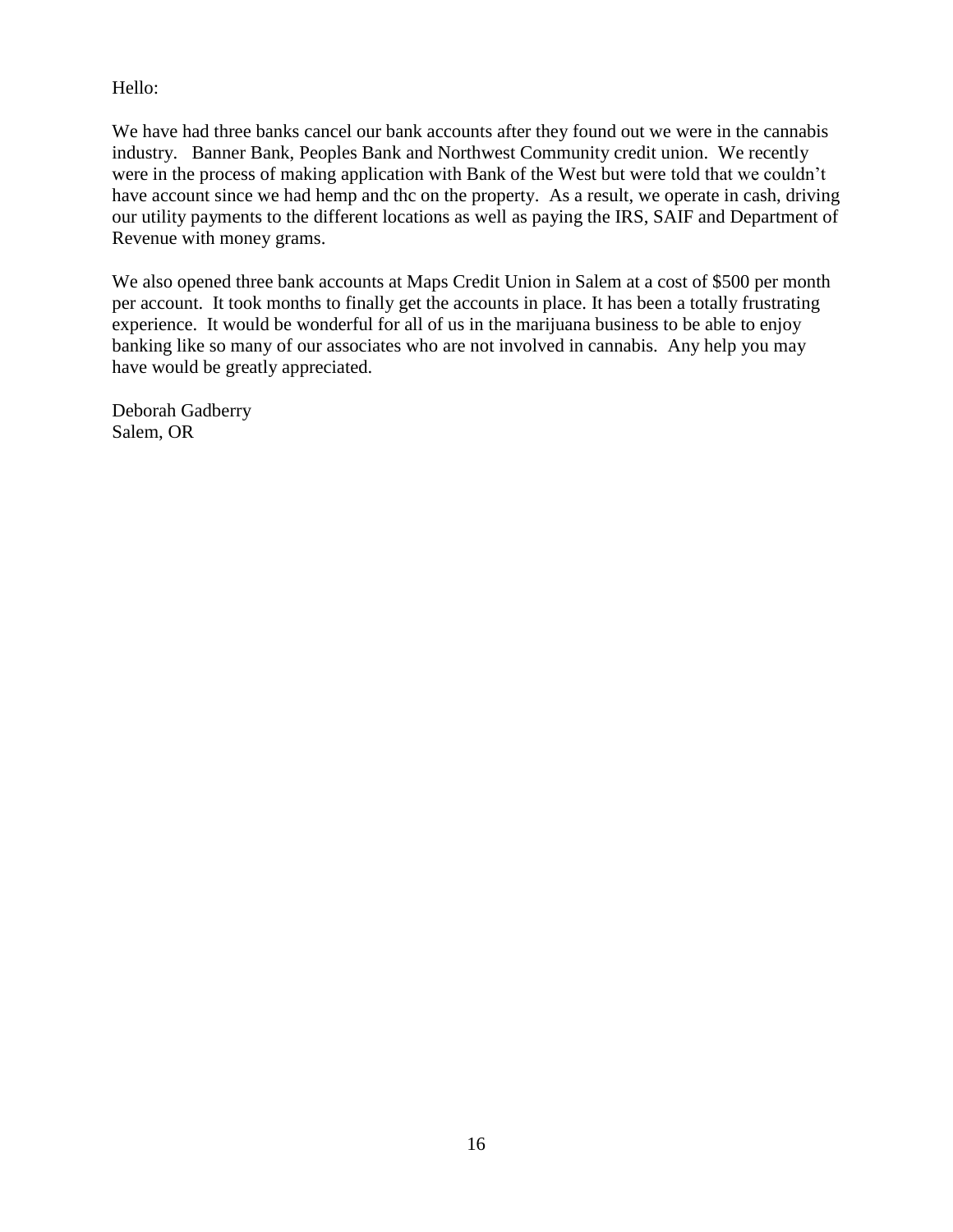Hello:

We have had three banks cancel our bank accounts after they found out we were in the cannabis industry. Banner Bank, Peoples Bank and Northwest Community credit union. We recently were in the process of making application with Bank of the West but were told that we couldn't have account since we had hemp and thc on the property. As a result, we operate in cash, driving our utility payments to the different locations as well as paying the IRS, SAIF and Department of Revenue with money grams.

We also opened three bank accounts at Maps Credit Union in Salem at a cost of $500 per month per account. It took months to finally get the accounts in place. It has been a totally frustrating experience. It would be wonderful for all of us in the marijuana business to be able to enjoy banking like so many of our associates who are not involved in cannabis. Any help you may have would be greatly appreciated.

Deborah Gadberry
Salem, OR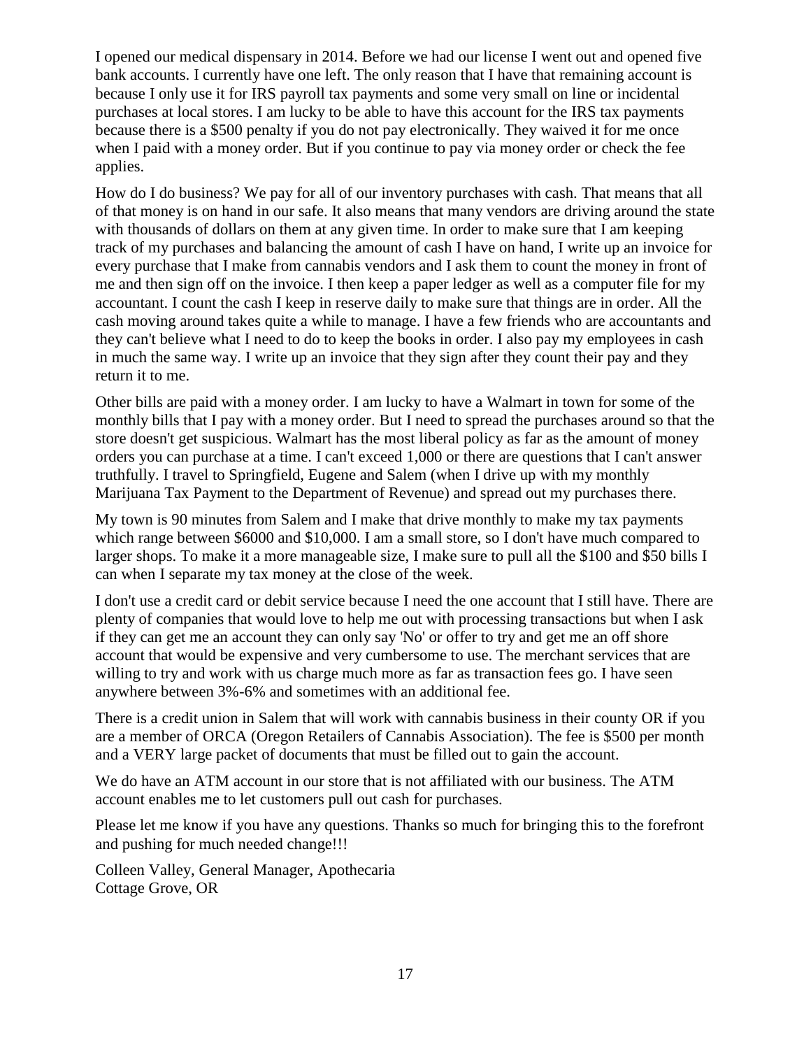I opened our medical dispensary in 2014. Before we had our license I went out and opened five bank accounts. I currently have one left. The only reason that I have that remaining account is because I only use it for IRS payroll tax payments and some very small on line or incidental purchases at local stores. I am lucky to be able to have this account for the IRS tax payments because there is a $500 penalty if you do not pay electronically. They waived it for me once when I paid with a money order. But if you continue to pay via money order or check the fee applies.

How do I do business? We pay for all of our inventory purchases with cash. That means that all of that money is on hand in our safe. It also means that many vendors are driving around the state with thousands of dollars on them at any given time. In order to make sure that I am keeping track of my purchases and balancing the amount of cash I have on hand, I write up an invoice for every purchase that I make from cannabis vendors and I ask them to count the money in front of me and then sign off on the invoice. I then keep a paper ledger as well as a computer file for my accountant. I count the cash I keep in reserve daily to make sure that things are in order. All the cash moving around takes quite a while to manage. I have a few friends who are accountants and they can't believe what I need to do to keep the books in order. I also pay my employees in cash in much the same way. I write up an invoice that they sign after they count their pay and they return it to me.

Other bills are paid with a money order. I am lucky to have a Walmart in town for some of the monthly bills that I pay with a money order. But I need to spread the purchases around so that the store doesn't get suspicious. Walmart has the most liberal policy as far as the amount of money orders you can purchase at a time. I can't exceed 1,000 or there are questions that I can't answer truthfully. I travel to Springfield, Eugene and Salem (when I drive up with my monthly Marijuana Tax Payment to the Department of Revenue) and spread out my purchases there.

My town is 90 minutes from Salem and I make that drive monthly to make my tax payments which range between $6000 and $10,000. I am a small store, so I don't have much compared to larger shops. To make it a more manageable size, I make sure to pull all the $100 and $50 bills I can when I separate my tax money at the close of the week.

I don't use a credit card or debit service because I need the one account that I still have. There are plenty of companies that would love to help me out with processing transactions but when I ask if they can get me an account they can only say 'No' or offer to try and get me an off shore account that would be expensive and very cumbersome to use. The merchant services that are willing to try and work with us charge much more as far as transaction fees go. I have seen anywhere between 3%-6% and sometimes with an additional fee.

There is a credit union in Salem that will work with cannabis business in their county OR if you are a member of ORCA (Oregon Retailers of Cannabis Association). The fee is $500 per month and a VERY large packet of documents that must be filled out to gain the account.

We do have an ATM account in our store that is not affiliated with our business. The ATM account enables me to let customers pull out cash for purchases.

Please let me know if you have any questions. Thanks so much for bringing this to the forefront and pushing for much needed change!!!

Colleen Valley, General Manager, Apothecaria
Cottage Grove, OR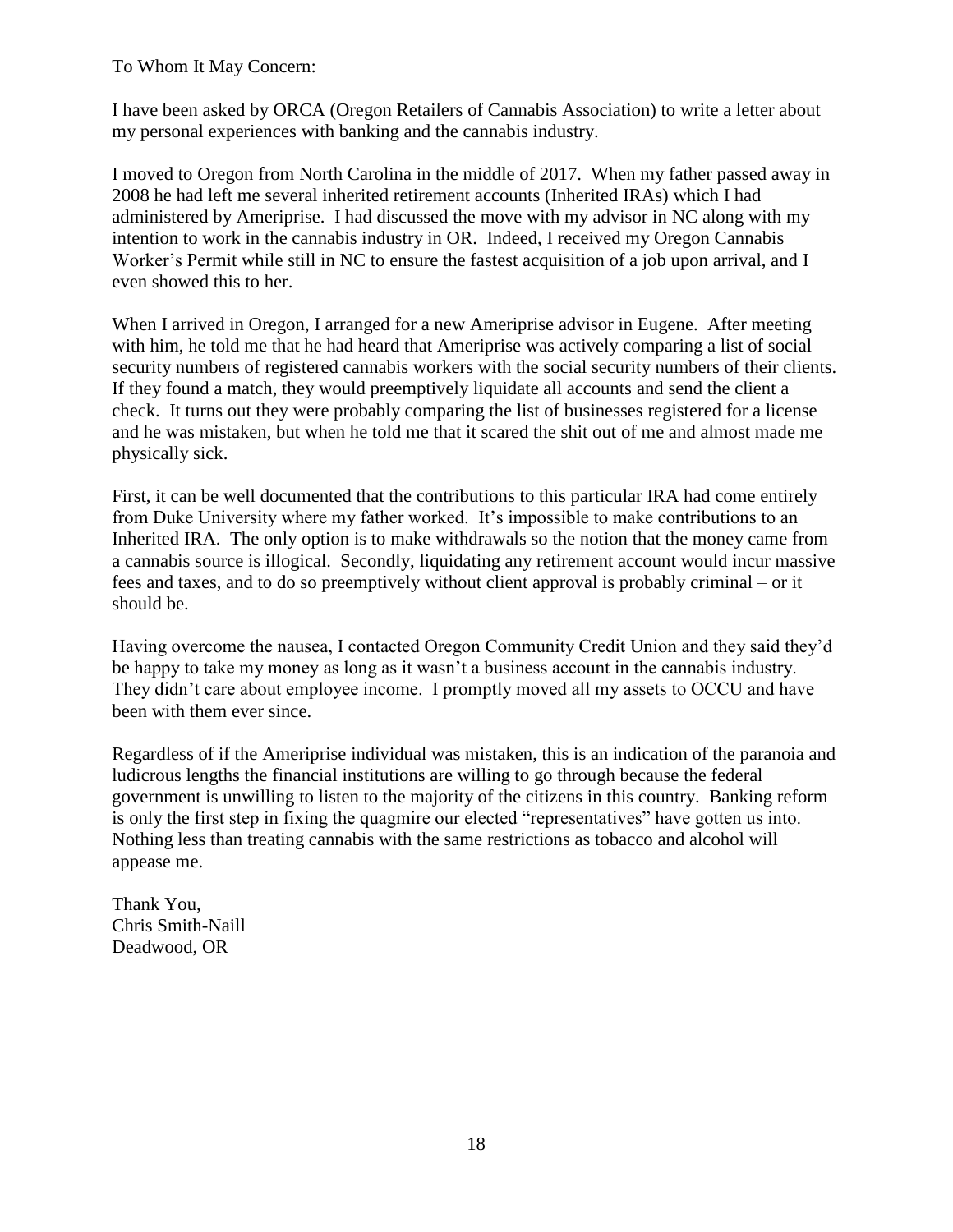To Whom It May Concern:

I have been asked by ORCA (Oregon Retailers of Cannabis Association) to write a letter about my personal experiences with banking and the cannabis industry.

I moved to Oregon from North Carolina in the middle of 2017. When my father passed away in 2008 he had left me several inherited retirement accounts (Inherited IRAs) which I had administered by Ameriprise. I had discussed the move with my advisor in NC along with my intention to work in the cannabis industry in OR. Indeed, I received my Oregon Cannabis Worker's Permit while still in NC to ensure the fastest acquisition of a job upon arrival, and I even showed this to her.

When I arrived in Oregon, I arranged for a new Ameriprise advisor in Eugene. After meeting with him, he told me that he had heard that Ameriprise was actively comparing a list of social security numbers of registered cannabis workers with the social security numbers of their clients. If they found a match, they would preemptively liquidate all accounts and send the client a check. It turns out they were probably comparing the list of businesses registered for a license and he was mistaken, but when he told me that it scared the shit out of me and almost made me physically sick.

First, it can be well documented that the contributions to this particular IRA had come entirely from Duke University where my father worked. It's impossible to make contributions to an Inherited IRA. The only option is to make withdrawals so the notion that the money came from a cannabis source is illogical. Secondly, liquidating any retirement account would incur massive fees and taxes, and to do so preemptively without client approval is probably criminal – or it should be.

Having overcome the nausea, I contacted Oregon Community Credit Union and they said they'd be happy to take my money as long as it wasn't a business account in the cannabis industry. They didn't care about employee income. I promptly moved all my assets to OCCU and have been with them ever since.

Regardless of if the Ameriprise individual was mistaken, this is an indication of the paranoia and ludicrous lengths the financial institutions are willing to go through because the federal government is unwilling to listen to the majority of the citizens in this country. Banking reform is only the first step in fixing the quagmire our elected "representatives" have gotten us into. Nothing less than treating cannabis with the same restrictions as tobacco and alcohol will appease me.

Thank You,
Chris Smith-Naill
Deadwood, OR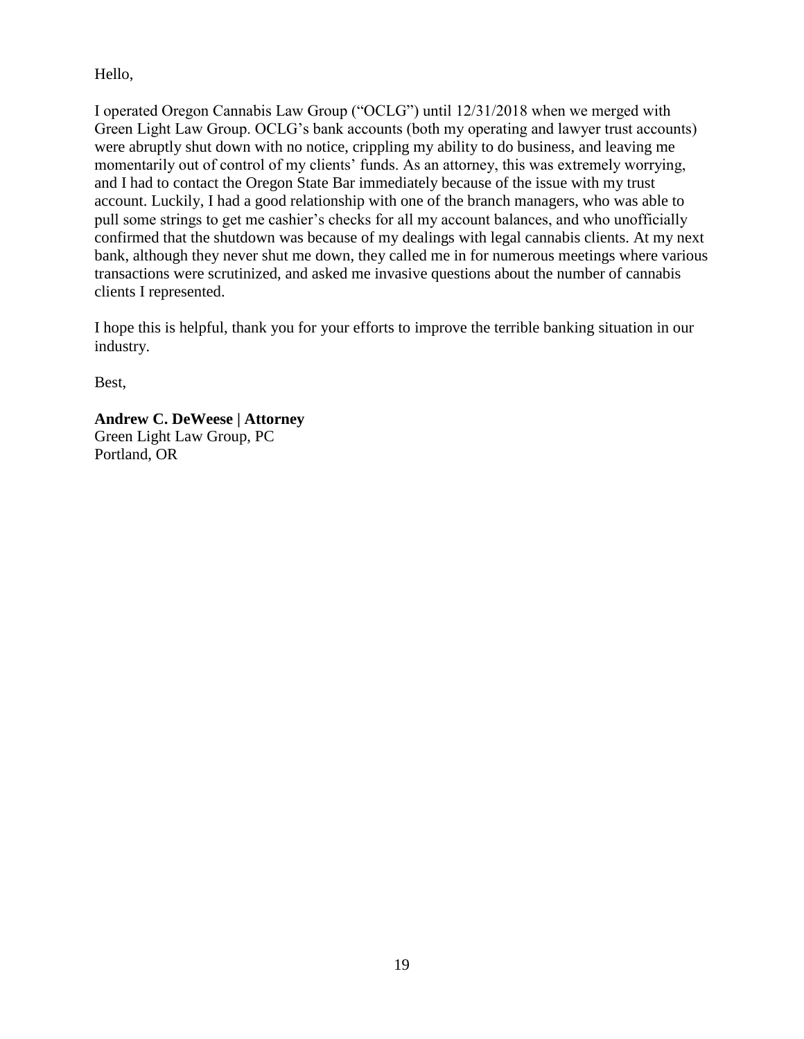Hello,

I operated Oregon Cannabis Law Group ("OCLG") until 12/31/2018 when we merged with Green Light Law Group. OCLG's bank accounts (both my operating and lawyer trust accounts) were abruptly shut down with no notice, crippling my ability to do business, and leaving me momentarily out of control of my clients' funds. As an attorney, this was extremely worrying, and I had to contact the Oregon State Bar immediately because of the issue with my trust account. Luckily, I had a good relationship with one of the branch managers, who was able to pull some strings to get me cashier's checks for all my account balances, and who unofficially confirmed that the shutdown was because of my dealings with legal cannabis clients. At my next bank, although they never shut me down, they called me in for numerous meetings where various transactions were scrutinized, and asked me invasive questions about the number of cannabis clients I represented.

I hope this is helpful, thank you for your efforts to improve the terrible banking situation in our industry.

Best,

**Andrew C. DeWeese | Attorney**
Green Light Law Group, PC
Portland, OR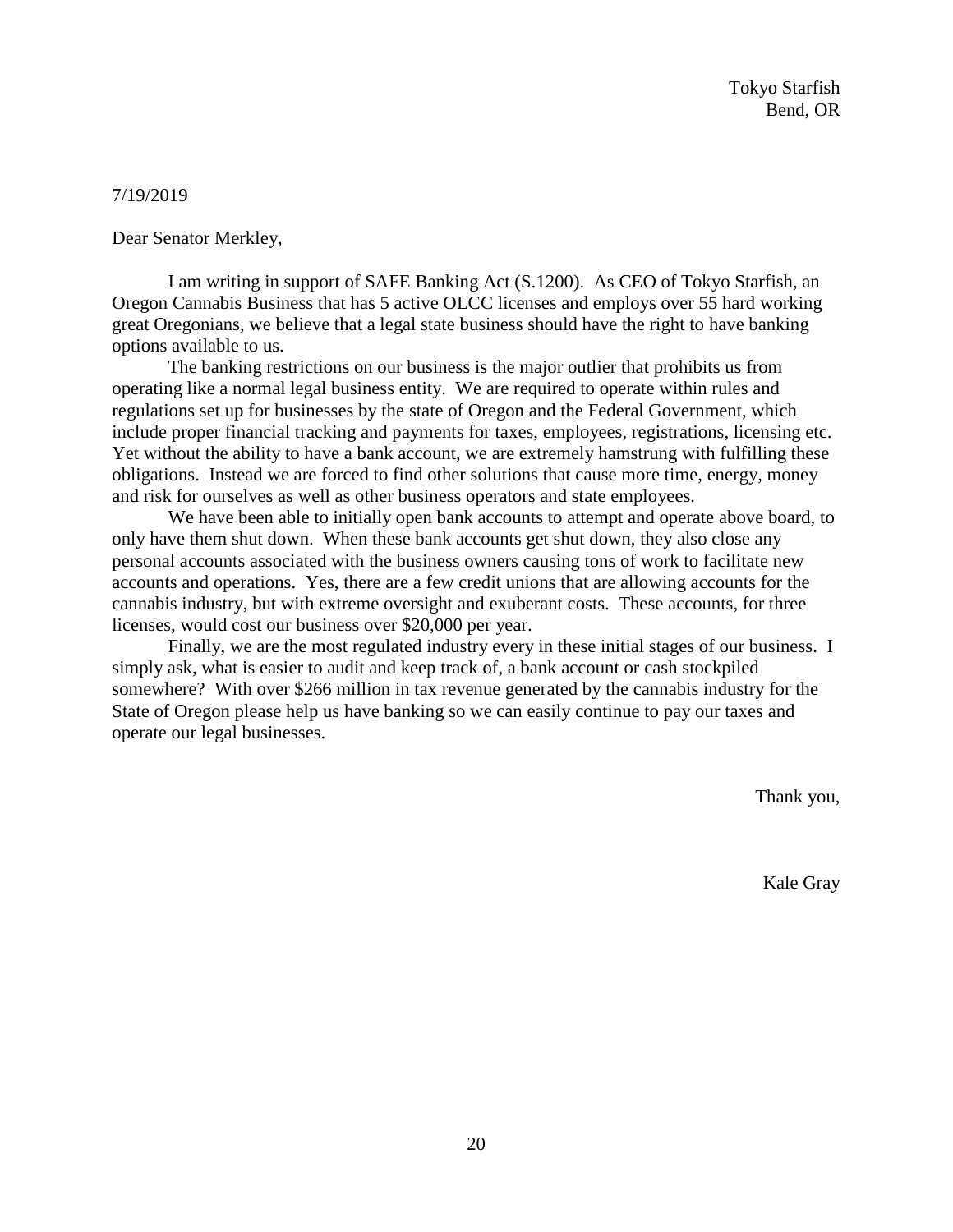Tokyo Starfish
Bend, OR

7/19/2019

Dear Senator Merkley,

I am writing in support of SAFE Banking Act (S.1200). As CEO of Tokyo Starfish, an Oregon Cannabis Business that has 5 active OLCC licenses and employs over 55 hard working great Oregonians, we believe that a legal state business should have the right to have banking options available to us.

The banking restrictions on our business is the major outlier that prohibits us from operating like a normal legal business entity. We are required to operate within rules and regulations set up for businesses by the state of Oregon and the Federal Government, which include proper financial tracking and payments for taxes, employees, registrations, licensing etc. Yet without the ability to have a bank account, we are extremely hamstrung with fulfilling these obligations. Instead we are forced to find other solutions that cause more time, energy, money and risk for ourselves as well as other business operators and state employees.

We have been able to initially open bank accounts to attempt and operate above board, to only have them shut down. When these bank accounts get shut down, they also close any personal accounts associated with the business owners causing tons of work to facilitate new accounts and operations. Yes, there are a few credit unions that are allowing accounts for the cannabis industry, but with extreme oversight and exuberant costs. These accounts, for three licenses, would cost our business over $20,000 per year.

Finally, we are the most regulated industry every in these initial stages of our business. I simply ask, what is easier to audit and keep track of, a bank account or cash stockpiled somewhere? With over $266 million in tax revenue generated by the cannabis industry for the State of Oregon please help us have banking so we can easily continue to pay our taxes and operate our legal businesses.

Thank you,

Kale Gray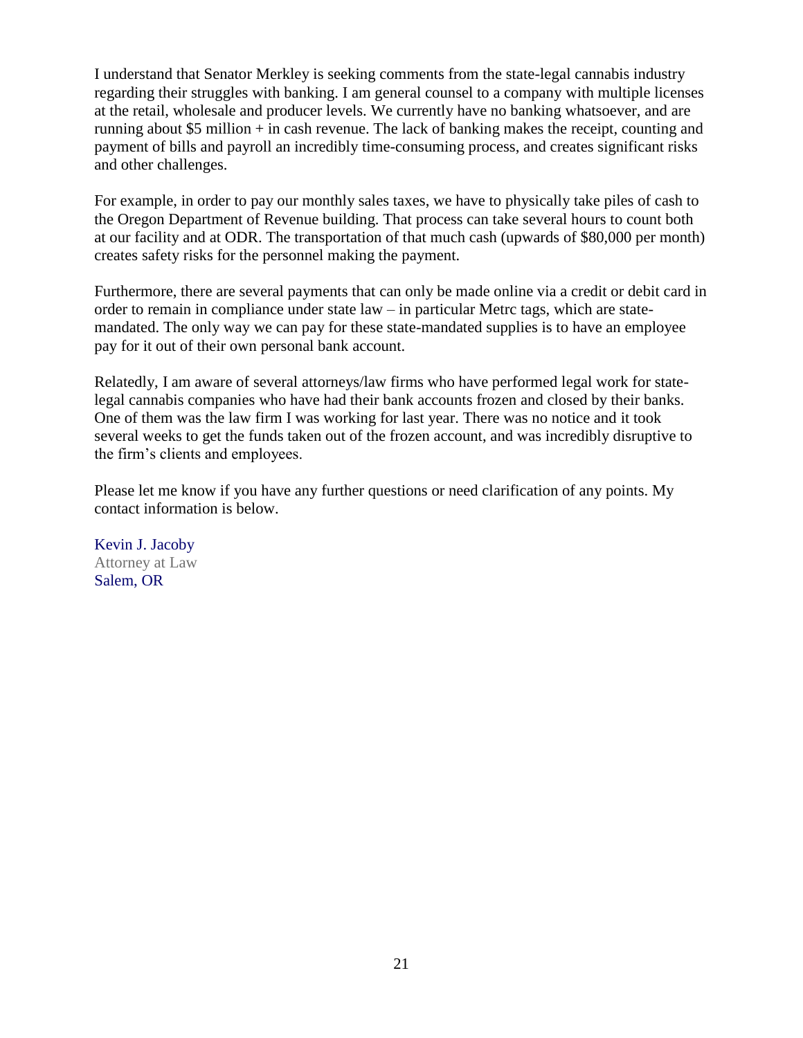I understand that Senator Merkley is seeking comments from the state-legal cannabis industry regarding their struggles with banking. I am general counsel to a company with multiple licenses at the retail, wholesale and producer levels. We currently have no banking whatsoever, and are running about $5 million + in cash revenue. The lack of banking makes the receipt, counting and payment of bills and payroll an incredibly time-consuming process, and creates significant risks and other challenges.

For example, in order to pay our monthly sales taxes, we have to physically take piles of cash to the Oregon Department of Revenue building. That process can take several hours to count both at our facility and at ODR. The transportation of that much cash (upwards of $80,000 per month) creates safety risks for the personnel making the payment.

Furthermore, there are several payments that can only be made online via a credit or debit card in order to remain in compliance under state law – in particular Metrc tags, which are state-mandated. The only way we can pay for these state-mandated supplies is to have an employee pay for it out of their own personal bank account.

Relatedly, I am aware of several attorneys/law firms who have performed legal work for state-legal cannabis companies who have had their bank accounts frozen and closed by their banks. One of them was the law firm I was working for last year. There was no notice and it took several weeks to get the funds taken out of the frozen account, and was incredibly disruptive to the firm's clients and employees.

Please let me know if you have any further questions or need clarification of any points. My contact information is below.

Kevin J. Jacoby
Attorney at Law
Salem, OR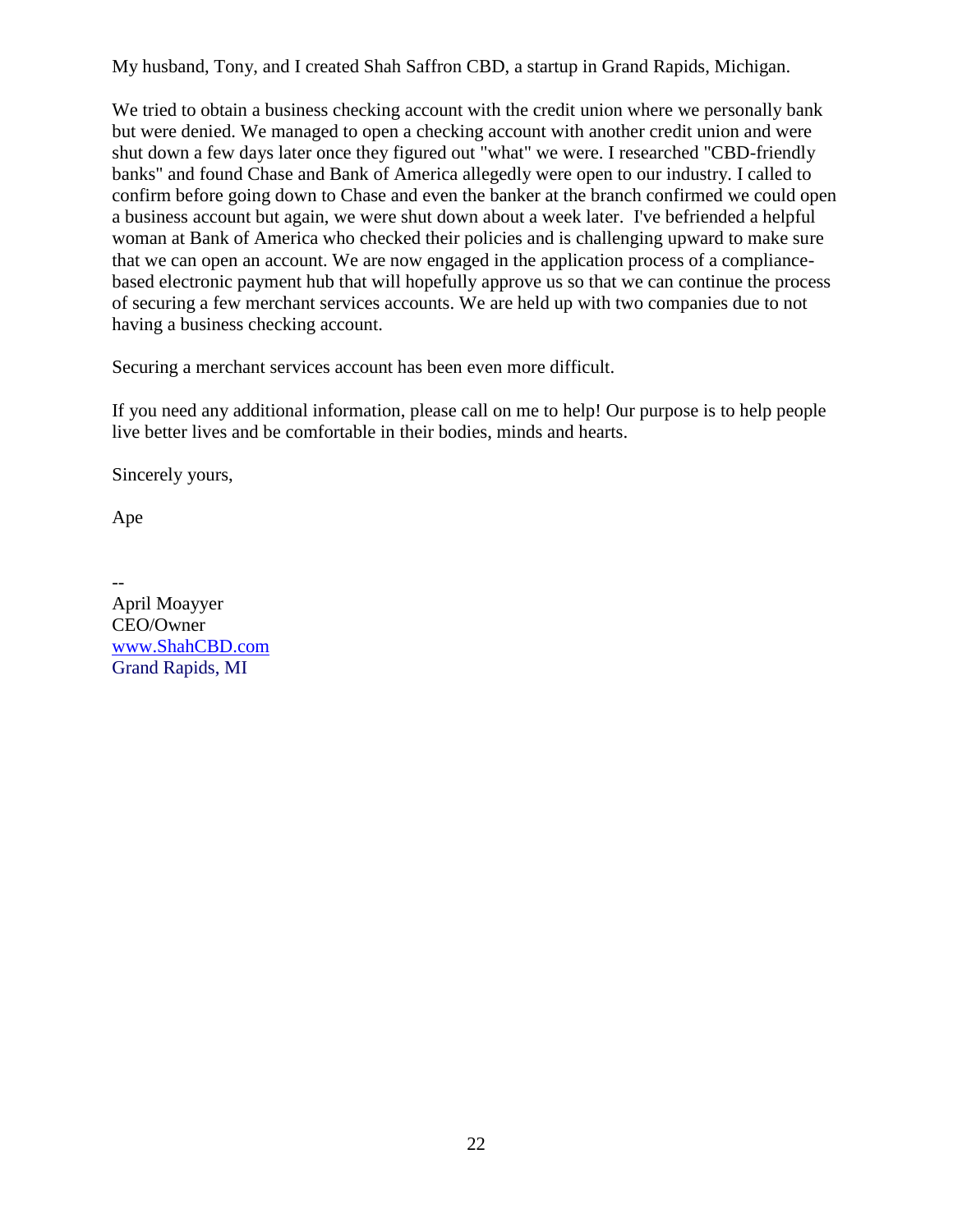My husband, Tony, and I created Shah Saffron CBD, a startup in Grand Rapids, Michigan.

We tried to obtain a business checking account with the credit union where we personally bank but were denied. We managed to open a checking account with another credit union and were shut down a few days later once they figured out "what" we were. I researched "CBD-friendly banks" and found Chase and Bank of America allegedly were open to our industry. I called to confirm before going down to Chase and even the banker at the branch confirmed we could open a business account but again, we were shut down about a week later. I've befriended a helpful woman at Bank of America who checked their policies and is challenging upward to make sure that we can open an account. We are now engaged in the application process of a compliance-based electronic payment hub that will hopefully approve us so that we can continue the process of securing a few merchant services accounts. We are held up with two companies due to not having a business checking account.

Securing a merchant services account has been even more difficult.

If you need any additional information, please call on me to help! Our purpose is to help people live better lives and be comfortable in their bodies, minds and hearts.

Sincerely yours,

Ape

--
April Moayyer
CEO/Owner
www.ShahCBD.com
Grand Rapids, MI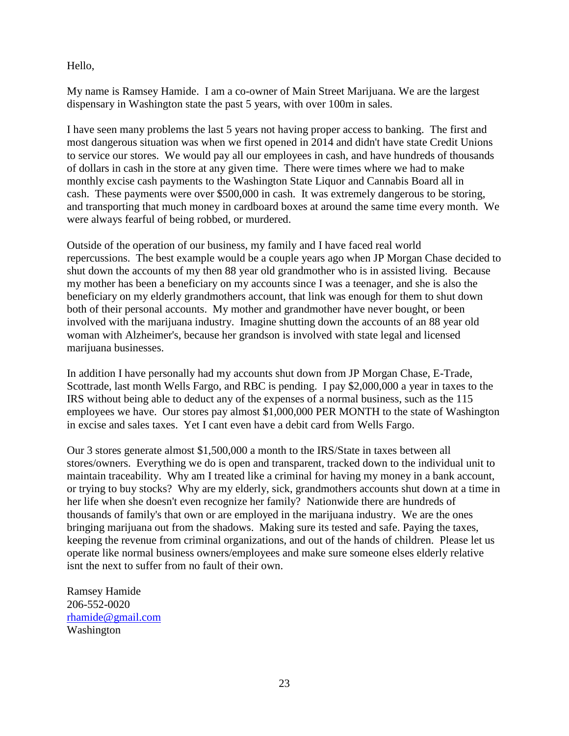Hello,

My name is Ramsey Hamide. I am a co-owner of Main Street Marijuana. We are the largest dispensary in Washington state the past 5 years, with over 100m in sales.

I have seen many problems the last 5 years not having proper access to banking. The first and most dangerous situation was when we first opened in 2014 and didn't have state Credit Unions to service our stores. We would pay all our employees in cash, and have hundreds of thousands of dollars in cash in the store at any given time. There were times where we had to make monthly excise cash payments to the Washington State Liquor and Cannabis Board all in cash. These payments were over $500,000 in cash. It was extremely dangerous to be storing, and transporting that much money in cardboard boxes at around the same time every month. We were always fearful of being robbed, or murdered.

Outside of the operation of our business, my family and I have faced real world repercussions. The best example would be a couple years ago when JP Morgan Chase decided to shut down the accounts of my then 88 year old grandmother who is in assisted living. Because my mother has been a beneficiary on my accounts since I was a teenager, and she is also the beneficiary on my elderly grandmothers account, that link was enough for them to shut down both of their personal accounts. My mother and grandmother have never bought, or been involved with the marijuana industry. Imagine shutting down the accounts of an 88 year old woman with Alzheimer's, because her grandson is involved with state legal and licensed marijuana businesses.

In addition I have personally had my accounts shut down from JP Morgan Chase, E-Trade, Scottrade, last month Wells Fargo, and RBC is pending. I pay $2,000,000 a year in taxes to the IRS without being able to deduct any of the expenses of a normal business, such as the 115 employees we have. Our stores pay almost $1,000,000 PER MONTH to the state of Washington in excise and sales taxes. Yet I cant even have a debit card from Wells Fargo.

Our 3 stores generate almost $1,500,000 a month to the IRS/State in taxes between all stores/owners. Everything we do is open and transparent, tracked down to the individual unit to maintain traceability. Why am I treated like a criminal for having my money in a bank account, or trying to buy stocks? Why are my elderly, sick, grandmothers accounts shut down at a time in her life when she doesn't even recognize her family? Nationwide there are hundreds of thousands of family's that own or are employed in the marijuana industry. We are the ones bringing marijuana out from the shadows. Making sure its tested and safe. Paying the taxes, keeping the revenue from criminal organizations, and out of the hands of children. Please let us operate like normal business owners/employees and make sure someone elses elderly relative isnt the next to suffer from no fault of their own.

Ramsey Hamide
206-552-0020
rhamide@gmail.com
Washington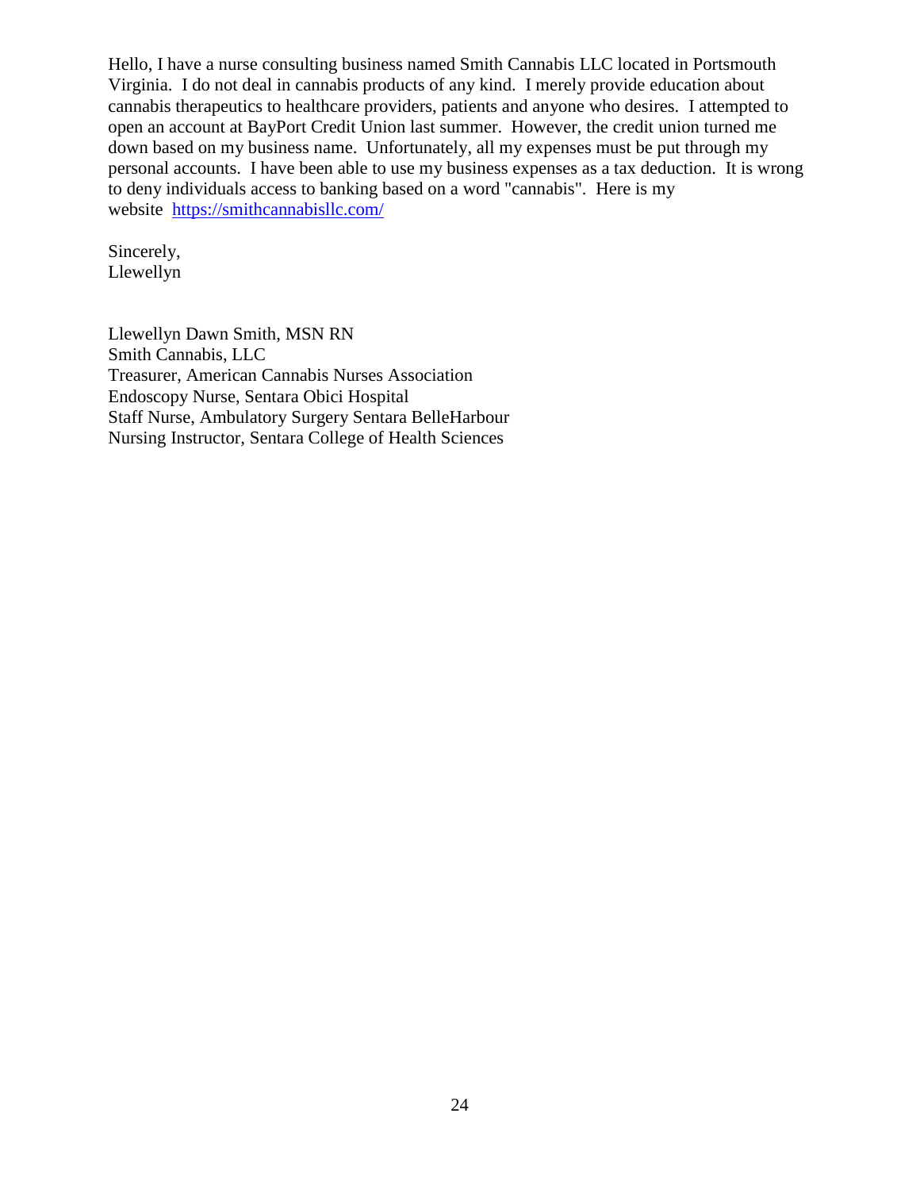Hello, I have a nurse consulting business named Smith Cannabis LLC located in Portsmouth Virginia. I do not deal in cannabis products of any kind. I merely provide education about cannabis therapeutics to healthcare providers, patients and anyone who desires. I attempted to open an account at BayPort Credit Union last summer. However, the credit union turned me down based on my business name. Unfortunately, all my expenses must be put through my personal accounts. I have been able to use my business expenses as a tax deduction. It is wrong to deny individuals access to banking based on a word "cannabis". Here is my website [https://smithcannabisllc.com/](https://smithcannabisllc.com/)

Sincerely,
Llewellyn

Llewellyn Dawn Smith, MSN RN
Smith Cannabis, LLC
Treasurer, American Cannabis Nurses Association
Endoscopy Nurse, Sentara Obici Hospital
Staff Nurse, Ambulatory Surgery Sentara BelleHarbour
Nursing Instructor, Sentara College of Health Sciences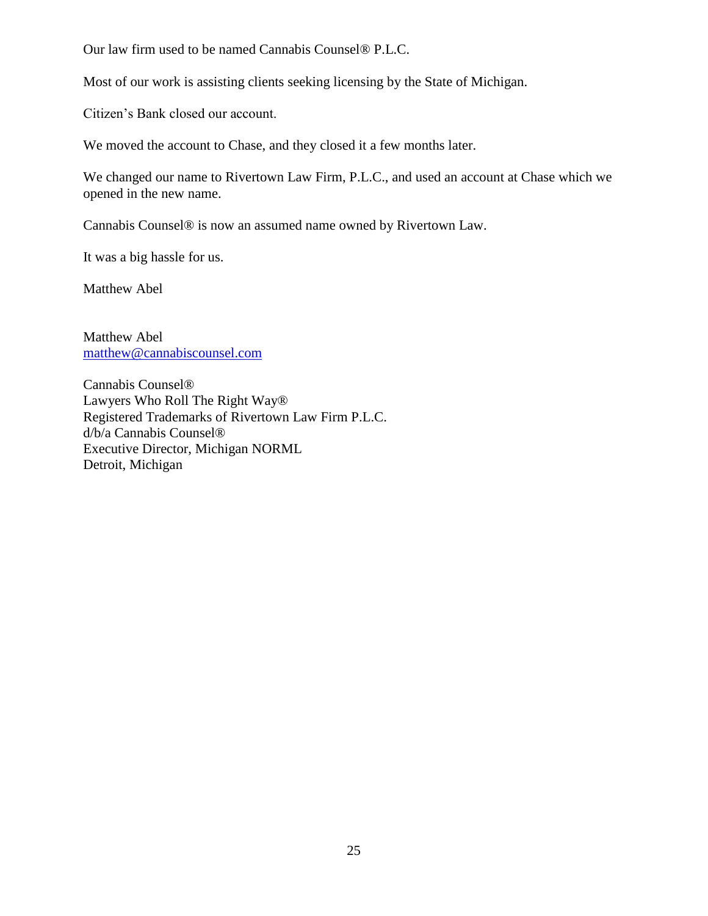Our law firm used to be named Cannabis Counsel® P.L.C.

Most of our work is assisting clients seeking licensing by the State of Michigan.

Citizen's Bank closed our account.

We moved the account to Chase, and they closed it a few months later.

We changed our name to Rivertown Law Firm, P.L.C., and used an account at Chase which we opened in the new name.

Cannabis Counsel® is now an assumed name owned by Rivertown Law.

It was a big hassle for us.

Matthew Abel

Matthew Abel  
matthew@cannabiscounsel.com

Cannabis Counsel®  
Lawyers Who Roll The Right Way®  
Registered Trademarks of Rivertown Law Firm P.L.C.  
d/b/a Cannabis Counsel®  
Executive Director, Michigan NORML  
Detroit, Michigan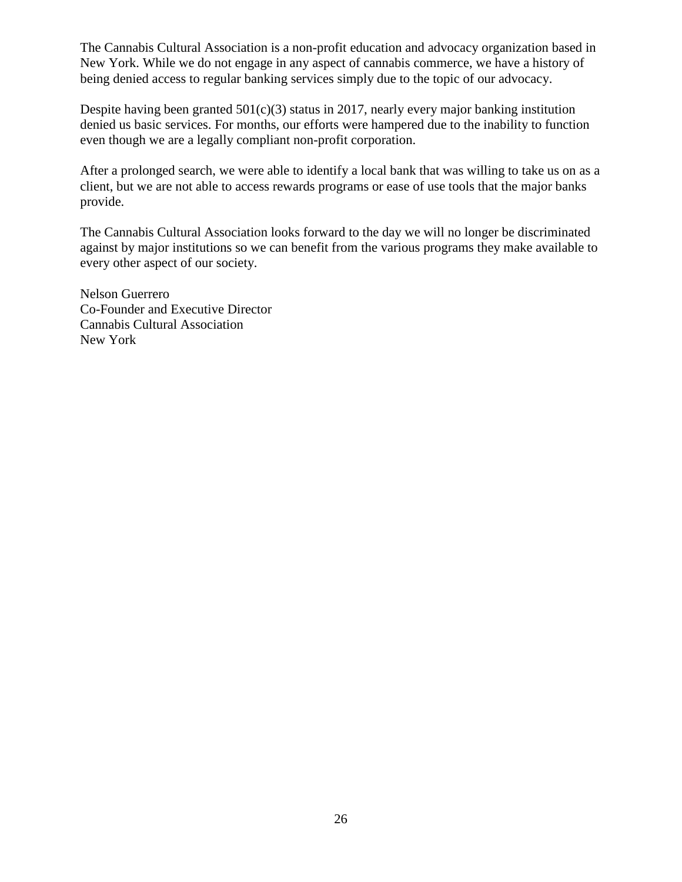The Cannabis Cultural Association is a non-profit education and advocacy organization based in New York. While we do not engage in any aspect of cannabis commerce, we have a history of being denied access to regular banking services simply due to the topic of our advocacy.

Despite having been granted 501(c)(3) status in 2017, nearly every major banking institution denied us basic services. For months, our efforts were hampered due to the inability to function even though we are a legally compliant non-profit corporation.

After a prolonged search, we were able to identify a local bank that was willing to take us on as a client, but we are not able to access rewards programs or ease of use tools that the major banks provide.

The Cannabis Cultural Association looks forward to the day we will no longer be discriminated against by major institutions so we can benefit from the various programs they make available to every other aspect of our society.

Nelson Guerrero
Co-Founder and Executive Director
Cannabis Cultural Association
New York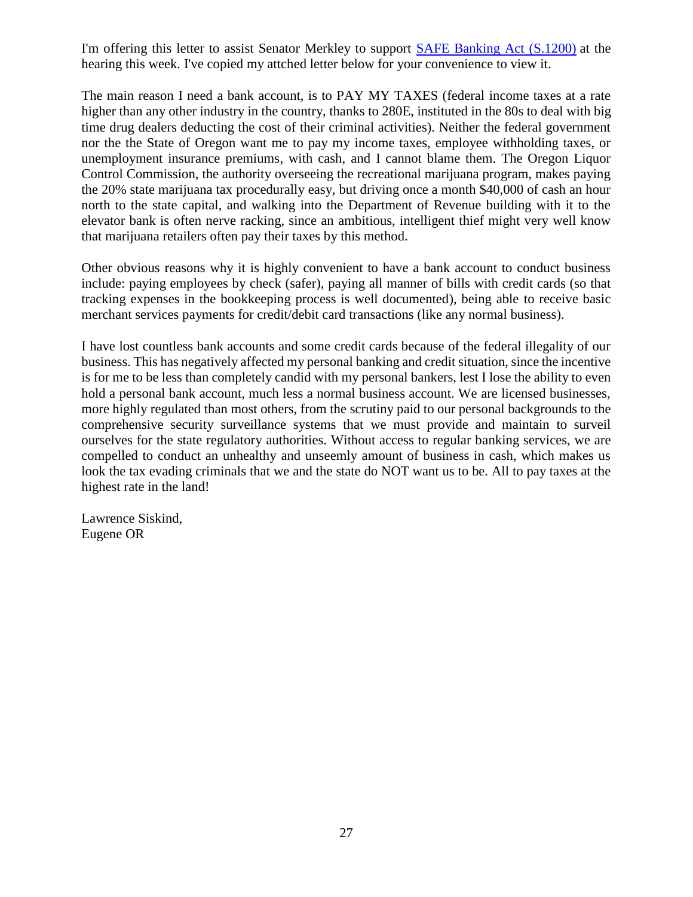I'm offering this letter to assist Senator Merkley to support [SAFE Banking Act (S.1200)](#) at the hearing this week. I've copied my attched letter below for your convenience to view it.

The main reason I need a bank account, is to PAY MY TAXES (federal income taxes at a rate higher than any other industry in the country, thanks to 280E, instituted in the 80s to deal with big time drug dealers deducting the cost of their criminal activities). Neither the federal government nor the the State of Oregon want me to pay my income taxes, employee withholding taxes, or unemployment insurance premiums, with cash, and I cannot blame them. The Oregon Liquor Control Commission, the authority overseeing the recreational marijuana program, makes paying the 20% state marijuana tax procedurally easy, but driving once a month $40,000 of cash an hour north to the state capital, and walking into the Department of Revenue building with it to the elevator bank is often nerve racking, since an ambitious, intelligent thief might very well know that marijuana retailers often pay their taxes by this method.

Other obvious reasons why it is highly convenient to have a bank account to conduct business include: paying employees by check (safer), paying all manner of bills with credit cards (so that tracking expenses in the bookkeeping process is well documented), being able to receive basic merchant services payments for credit/debit card transactions (like any normal business).

I have lost countless bank accounts and some credit cards because of the federal illegality of our business. This has negatively affected my personal banking and credit situation, since the incentive is for me to be less than completely candid with my personal bankers, lest I lose the ability to even hold a personal bank account, much less a normal business account. We are licensed businesses, more highly regulated than most others, from the scrutiny paid to our personal backgrounds to the comprehensive security surveillance systems that we must provide and maintain to surveil ourselves for the state regulatory authorities. Without access to regular banking services, we are compelled to conduct an unhealthy and unseemly amount of business in cash, which makes us look the tax evading criminals that we and the state do NOT want us to be. All to pay taxes at the highest rate in the land!

Lawrence Siskind,  
Eugene OR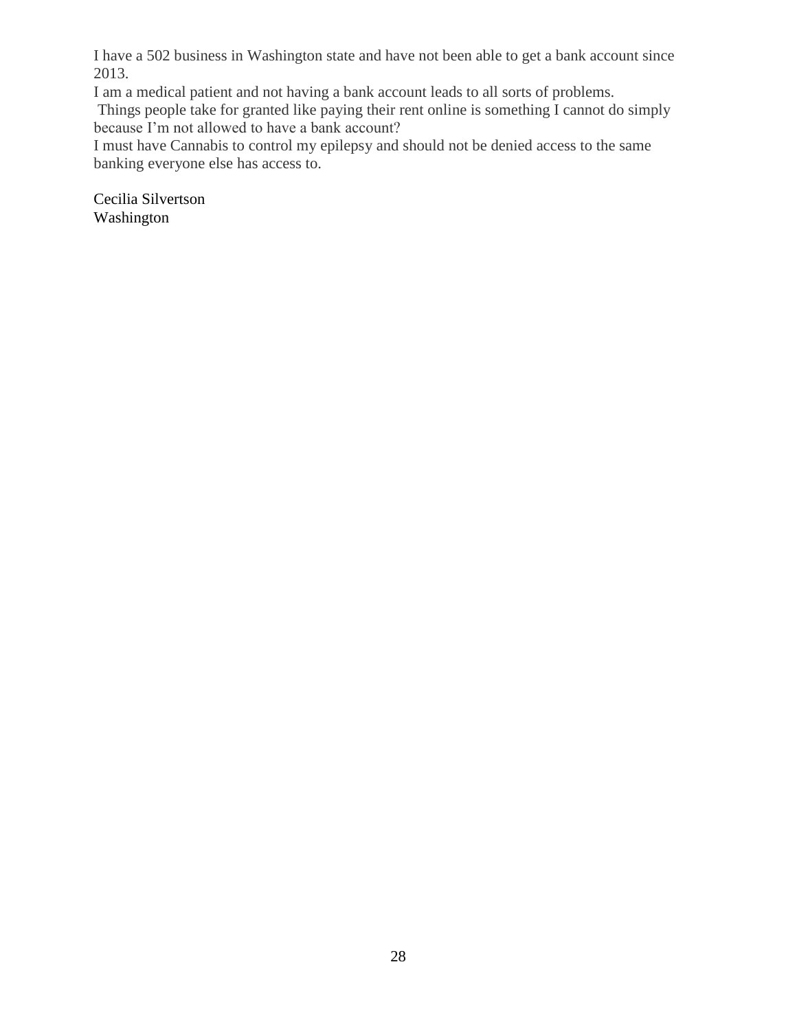I have a 502 business in Washington state and have not been able to get a bank account since 2013.

I am a medical patient and not having a bank account leads to all sorts of problems.

Things people take for granted like paying their rent online is something I cannot do simply because I'm not allowed to have a bank account?

I must have Cannabis to control my epilepsy and should not be denied access to the same banking everyone else has access to.

Cecilia Silvertson  
Washington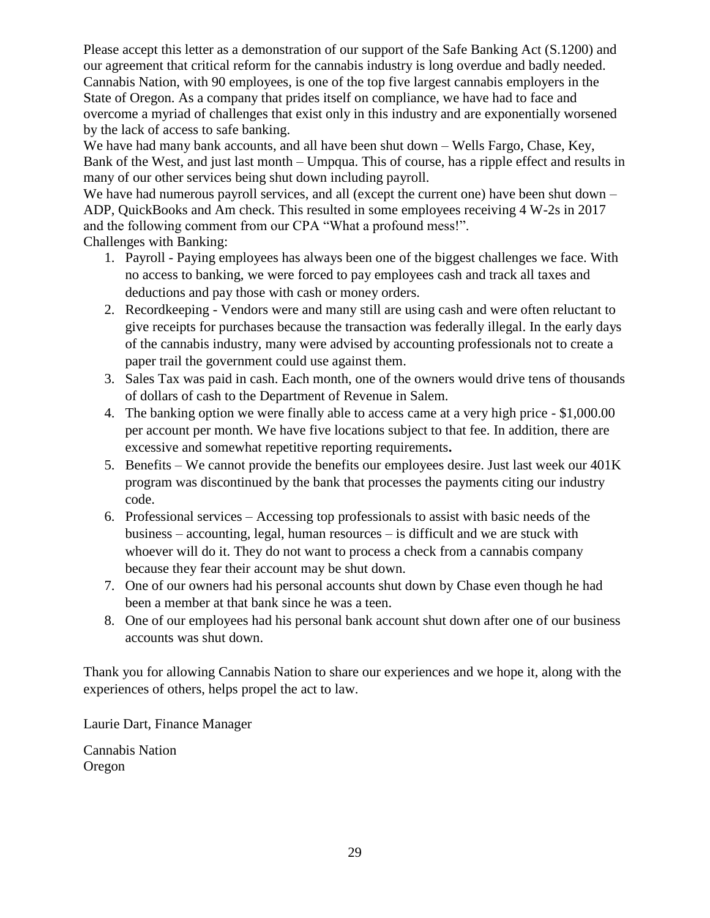Please accept this letter as a demonstration of our support of the Safe Banking Act (S.1200) and our agreement that critical reform for the cannabis industry is long overdue and badly needed. Cannabis Nation, with 90 employees, is one of the top five largest cannabis employers in the State of Oregon. As a company that prides itself on compliance, we have had to face and overcome a myriad of challenges that exist only in this industry and are exponentially worsened by the lack of access to safe banking.

We have had many bank accounts, and all have been shut down – Wells Fargo, Chase, Key, Bank of the West, and just last month – Umpqua. This of course, has a ripple effect and results in many of our other services being shut down including payroll.

We have had numerous payroll services, and all (except the current one) have been shut down – ADP, QuickBooks and Am check. This resulted in some employees receiving 4 W-2s in 2017 and the following comment from our CPA "What a profound mess!".

Challenges with Banking:

1. Payroll - Paying employees has always been one of the biggest challenges we face. With no access to banking, we were forced to pay employees cash and track all taxes and deductions and pay those with cash or money orders.
2. Recordkeeping - Vendors were and many still are using cash and were often reluctant to give receipts for purchases because the transaction was federally illegal. In the early days of the cannabis industry, many were advised by accounting professionals not to create a paper trail the government could use against them.
3. Sales Tax was paid in cash. Each month, one of the owners would drive tens of thousands of dollars of cash to the Department of Revenue in Salem.
4. The banking option we were finally able to access came at a very high price - $1,000.00 per account per month. We have five locations subject to that fee. In addition, there are excessive and somewhat repetitive reporting requirements**.**
5. Benefits – We cannot provide the benefits our employees desire. Just last week our 401K program was discontinued by the bank that processes the payments citing our industry code.
6. Professional services – Accessing top professionals to assist with basic needs of the business – accounting, legal, human resources – is difficult and we are stuck with whoever will do it. They do not want to process a check from a cannabis company because they fear their account may be shut down.
7. One of our owners had his personal accounts shut down by Chase even though he had been a member at that bank since he was a teen.
8. One of our employees had his personal bank account shut down after one of our business accounts was shut down.

Thank you for allowing Cannabis Nation to share our experiences and we hope it, along with the experiences of others, helps propel the act to law.

Laurie Dart, Finance Manager

Cannabis Nation
Oregon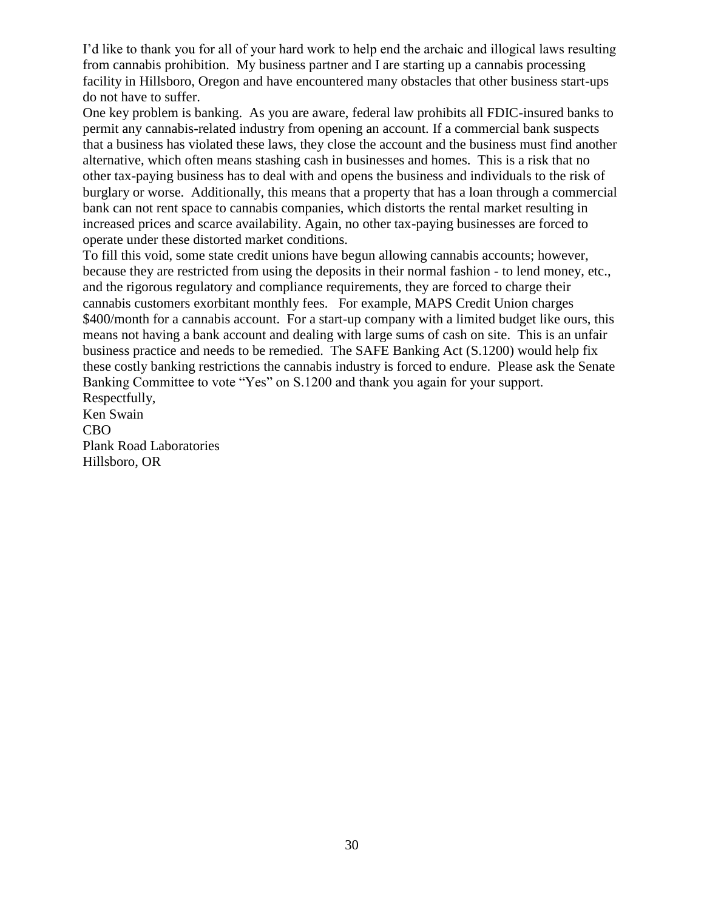I'd like to thank you for all of your hard work to help end the archaic and illogical laws resulting from cannabis prohibition. My business partner and I are starting up a cannabis processing facility in Hillsboro, Oregon and have encountered many obstacles that other business start-ups do not have to suffer.

One key problem is banking. As you are aware, federal law prohibits all FDIC-insured banks to permit any cannabis-related industry from opening an account. If a commercial bank suspects that a business has violated these laws, they close the account and the business must find another alternative, which often means stashing cash in businesses and homes. This is a risk that no other tax-paying business has to deal with and opens the business and individuals to the risk of burglary or worse. Additionally, this means that a property that has a loan through a commercial bank can not rent space to cannabis companies, which distorts the rental market resulting in increased prices and scarce availability. Again, no other tax-paying businesses are forced to operate under these distorted market conditions.

To fill this void, some state credit unions have begun allowing cannabis accounts; however, because they are restricted from using the deposits in their normal fashion - to lend money, etc., and the rigorous regulatory and compliance requirements, they are forced to charge their cannabis customers exorbitant monthly fees. For example, MAPS Credit Union charges $400/month for a cannabis account. For a start-up company with a limited budget like ours, this means not having a bank account and dealing with large sums of cash on site. This is an unfair business practice and needs to be remedied. The SAFE Banking Act (S.1200) would help fix these costly banking restrictions the cannabis industry is forced to endure. Please ask the Senate Banking Committee to vote "Yes" on S.1200 and thank you again for your support.

Respectfully,
Ken Swain
CBO
Plank Road Laboratories
Hillsboro, OR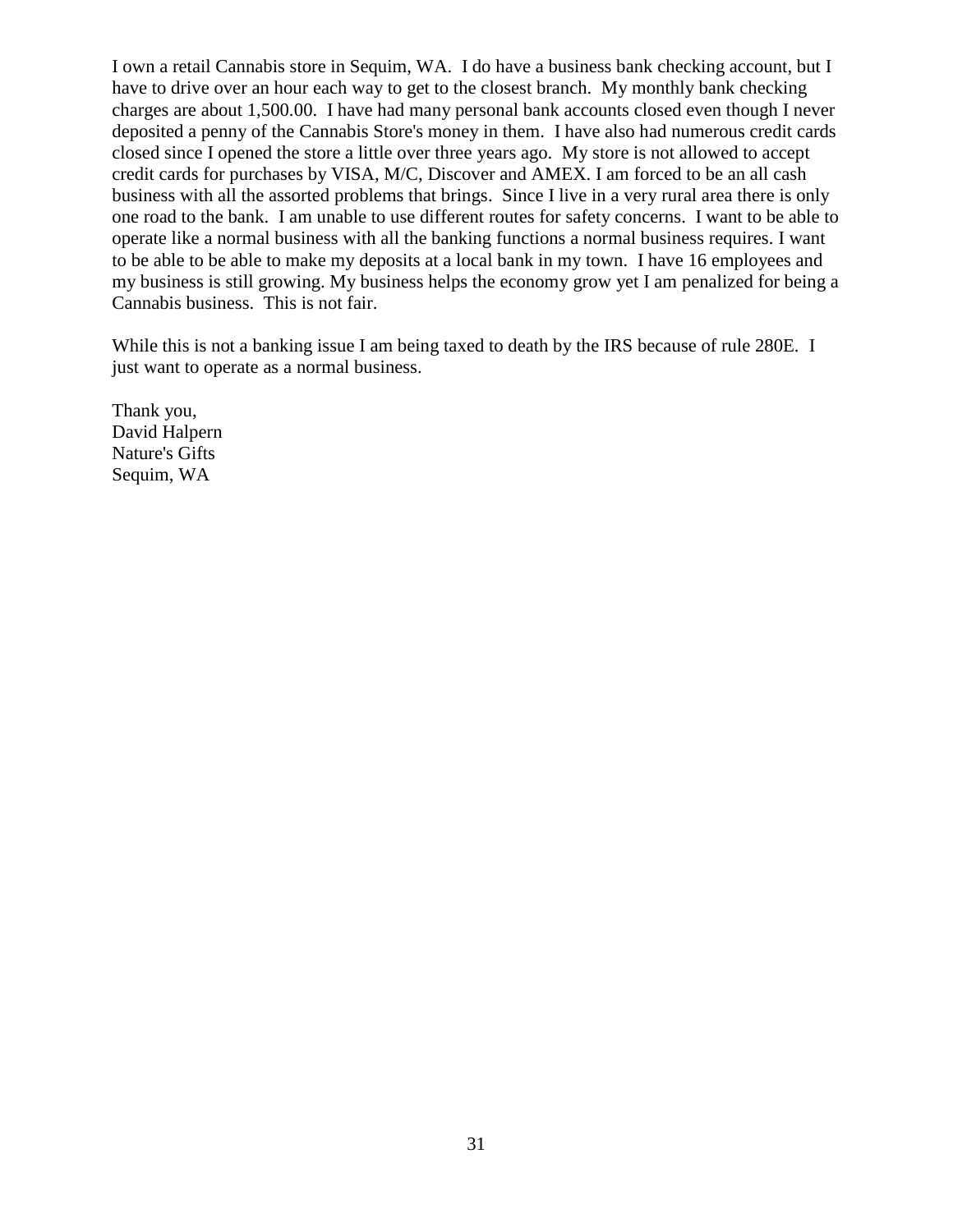I own a retail Cannabis store in Sequim, WA. I do have a business bank checking account, but I have to drive over an hour each way to get to the closest branch. My monthly bank checking charges are about 1,500.00. I have had many personal bank accounts closed even though I never deposited a penny of the Cannabis Store's money in them. I have also had numerous credit cards closed since I opened the store a little over three years ago. My store is not allowed to accept credit cards for purchases by VISA, M/C, Discover and AMEX. I am forced to be an all cash business with all the assorted problems that brings. Since I live in a very rural area there is only one road to the bank. I am unable to use different routes for safety concerns. I want to be able to operate like a normal business with all the banking functions a normal business requires. I want to be able to be able to make my deposits at a local bank in my town. I have 16 employees and my business is still growing. My business helps the economy grow yet I am penalized for being a Cannabis business. This is not fair.

While this is not a banking issue I am being taxed to death by the IRS because of rule 280E. I just want to operate as a normal business.

Thank you,
David Halpern
Nature's Gifts
Sequim, WA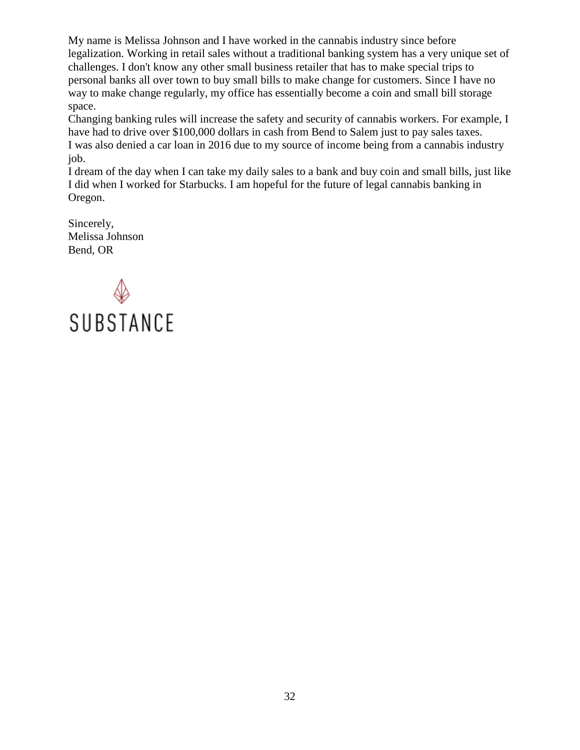My name is Melissa Johnson and I have worked in the cannabis industry since before legalization. Working in retail sales without a traditional banking system has a very unique set of challenges. I don't know any other small business retailer that has to make special trips to personal banks all over town to buy small bills to make change for customers. Since I have no way to make change regularly, my office has essentially become a coin and small bill storage space.

Changing banking rules will increase the safety and security of cannabis workers. For example, I have had to drive over $100,000 dollars in cash from Bend to Salem just to pay sales taxes.

I was also denied a car loan in 2016 due to my source of income being from a cannabis industry job.

I dream of the day when I can take my daily sales to a bank and buy coin and small bills, just like I did when I worked for Starbucks. I am hopeful for the future of legal cannabis banking in Oregon.

Sincerely,
Melissa Johnson
Bend, OR

SUBSTANCE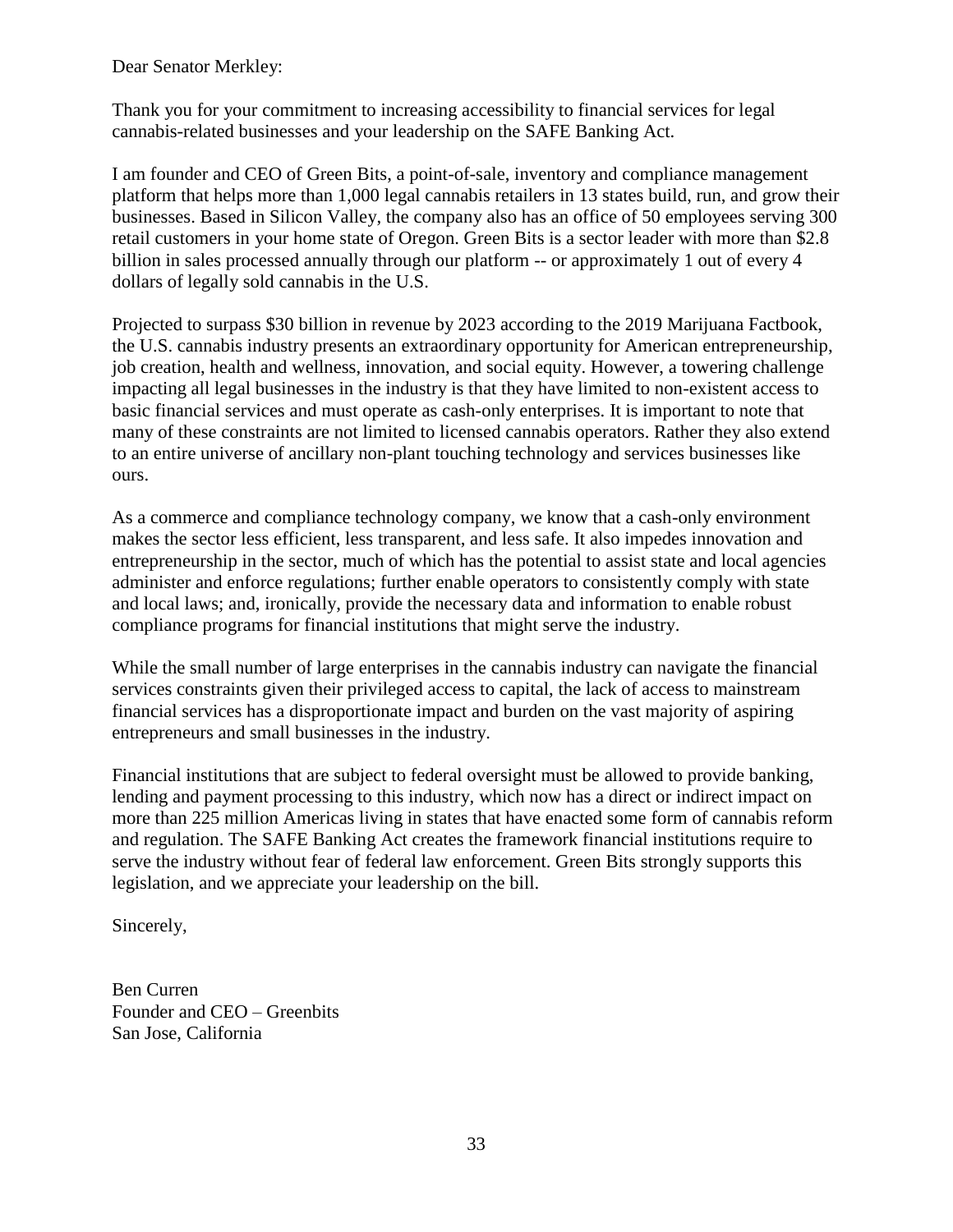Dear Senator Merkley:

Thank you for your commitment to increasing accessibility to financial services for legal cannabis-related businesses and your leadership on the SAFE Banking Act.

I am founder and CEO of Green Bits, a point-of-sale, inventory and compliance management platform that helps more than 1,000 legal cannabis retailers in 13 states build, run, and grow their businesses. Based in Silicon Valley, the company also has an office of 50 employees serving 300 retail customers in your home state of Oregon. Green Bits is a sector leader with more than $2.8 billion in sales processed annually through our platform -- or approximately 1 out of every 4 dollars of legally sold cannabis in the U.S.

Projected to surpass $30 billion in revenue by 2023 according to the 2019 Marijuana Factbook, the U.S. cannabis industry presents an extraordinary opportunity for American entrepreneurship, job creation, health and wellness, innovation, and social equity. However, a towering challenge impacting all legal businesses in the industry is that they have limited to non-existent access to basic financial services and must operate as cash-only enterprises. It is important to note that many of these constraints are not limited to licensed cannabis operators. Rather they also extend to an entire universe of ancillary non-plant touching technology and services businesses like ours.

As a commerce and compliance technology company, we know that a cash-only environment makes the sector less efficient, less transparent, and less safe. It also impedes innovation and entrepreneurship in the sector, much of which has the potential to assist state and local agencies administer and enforce regulations; further enable operators to consistently comply with state and local laws; and, ironically, provide the necessary data and information to enable robust compliance programs for financial institutions that might serve the industry.

While the small number of large enterprises in the cannabis industry can navigate the financial services constraints given their privileged access to capital, the lack of access to mainstream financial services has a disproportionate impact and burden on the vast majority of aspiring entrepreneurs and small businesses in the industry.

Financial institutions that are subject to federal oversight must be allowed to provide banking, lending and payment processing to this industry, which now has a direct or indirect impact on more than 225 million Americas living in states that have enacted some form of cannabis reform and regulation. The SAFE Banking Act creates the framework financial institutions require to serve the industry without fear of federal law enforcement. Green Bits strongly supports this legislation, and we appreciate your leadership on the bill.

Sincerely,

Ben Curren
Founder and CEO – Greenbits
San Jose, California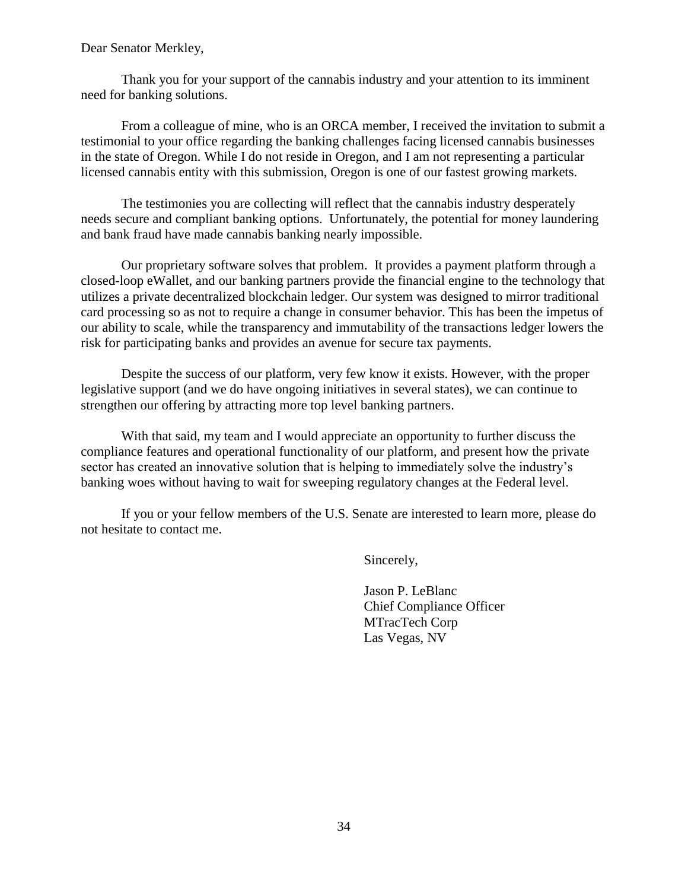Dear Senator Merkley,

Thank you for your support of the cannabis industry and your attention to its imminent need for banking solutions.

From a colleague of mine, who is an ORCA member, I received the invitation to submit a testimonial to your office regarding the banking challenges facing licensed cannabis businesses in the state of Oregon. While I do not reside in Oregon, and I am not representing a particular licensed cannabis entity with this submission, Oregon is one of our fastest growing markets.

The testimonies you are collecting will reflect that the cannabis industry desperately needs secure and compliant banking options. Unfortunately, the potential for money laundering and bank fraud have made cannabis banking nearly impossible.

Our proprietary software solves that problem. It provides a payment platform through a closed-loop eWallet, and our banking partners provide the financial engine to the technology that utilizes a private decentralized blockchain ledger. Our system was designed to mirror traditional card processing so as not to require a change in consumer behavior. This has been the impetus of our ability to scale, while the transparency and immutability of the transactions ledger lowers the risk for participating banks and provides an avenue for secure tax payments.

Despite the success of our platform, very few know it exists. However, with the proper legislative support (and we do have ongoing initiatives in several states), we can continue to strengthen our offering by attracting more top level banking partners.

With that said, my team and I would appreciate an opportunity to further discuss the compliance features and operational functionality of our platform, and present how the private sector has created an innovative solution that is helping to immediately solve the industry's banking woes without having to wait for sweeping regulatory changes at the Federal level.

If you or your fellow members of the U.S. Senate are interested to learn more, please do not hesitate to contact me.

Sincerely,

Jason P. LeBlanc
Chief Compliance Officer
MTracTech Corp
Las Vegas, NV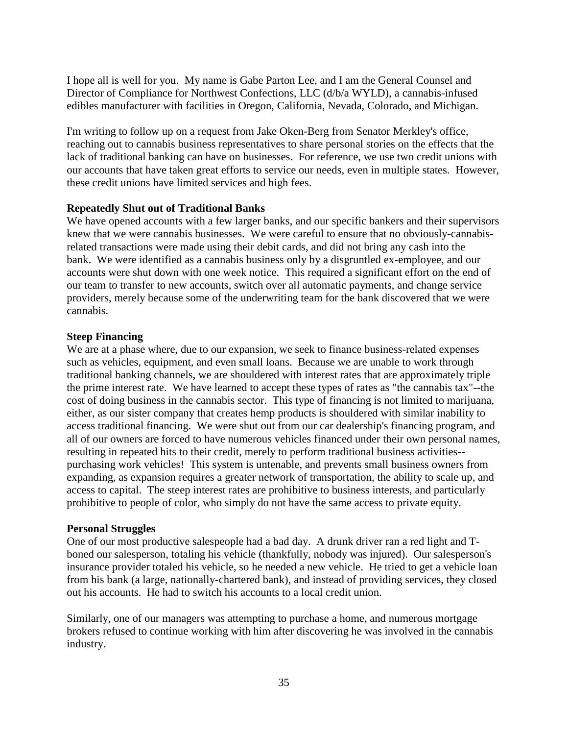I hope all is well for you. My name is Gabe Parton Lee, and I am the General Counsel and Director of Compliance for Northwest Confections, LLC (d/b/a WYLD), a cannabis-infused edibles manufacturer with facilities in Oregon, California, Nevada, Colorado, and Michigan.

I'm writing to follow up on a request from Jake Oken-Berg from Senator Merkley's office, reaching out to cannabis business representatives to share personal stories on the effects that the lack of traditional banking can have on businesses. For reference, we use two credit unions with our accounts that have taken great efforts to service our needs, even in multiple states. However, these credit unions have limited services and high fees.

**Repeatedly Shut out of Traditional Banks**

We have opened accounts with a few larger banks, and our specific bankers and their supervisors knew that we were cannabis businesses. We were careful to ensure that no obviously-cannabis-related transactions were made using their debit cards, and did not bring any cash into the bank. We were identified as a cannabis business only by a disgruntled ex-employee, and our accounts were shut down with one week notice. This required a significant effort on the end of our team to transfer to new accounts, switch over all automatic payments, and change service providers, merely because some of the underwriting team for the bank discovered that we were cannabis.

**Steep Financing**

We are at a phase where, due to our expansion, we seek to finance business-related expenses such as vehicles, equipment, and even small loans. Because we are unable to work through traditional banking channels, we are shouldered with interest rates that are approximately triple the prime interest rate. We have learned to accept these types of rates as "the cannabis tax"--the cost of doing business in the cannabis sector. This type of financing is not limited to marijuana, either, as our sister company that creates hemp products is shouldered with similar inability to access traditional financing. We were shut out from our car dealership's financing program, and all of our owners are forced to have numerous vehicles financed under their own personal names, resulting in repeated hits to their credit, merely to perform traditional business activities--purchasing work vehicles! This system is untenable, and prevents small business owners from expanding, as expansion requires a greater network of transportation, the ability to scale up, and access to capital. The steep interest rates are prohibitive to business interests, and particularly prohibitive to people of color, who simply do not have the same access to private equity.

**Personal Struggles**

One of our most productive salespeople had a bad day. A drunk driver ran a red light and T-boned our salesperson, totaling his vehicle (thankfully, nobody was injured). Our salesperson's insurance provider totaled his vehicle, so he needed a new vehicle. He tried to get a vehicle loan from his bank (a large, nationally-chartered bank), and instead of providing services, they closed out his accounts. He had to switch his accounts to a local credit union.

Similarly, one of our managers was attempting to purchase a home, and numerous mortgage brokers refused to continue working with him after discovering he was involved in the cannabis industry.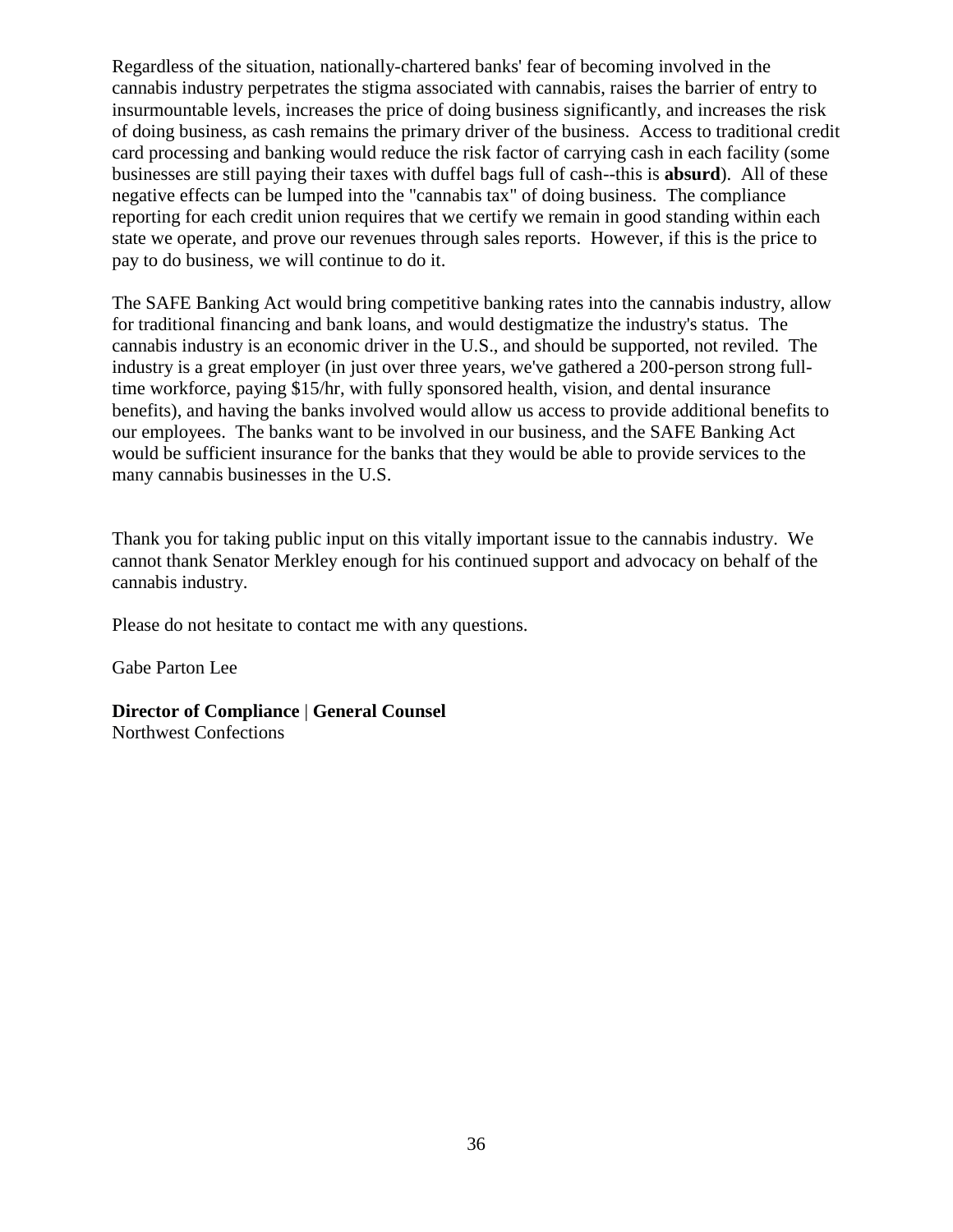Regardless of the situation, nationally-chartered banks' fear of becoming involved in the cannabis industry perpetrates the stigma associated with cannabis, raises the barrier of entry to insurmountable levels, increases the price of doing business significantly, and increases the risk of doing business, as cash remains the primary driver of the business. Access to traditional credit card processing and banking would reduce the risk factor of carrying cash in each facility (some businesses are still paying their taxes with duffel bags full of cash--this is **absurd**). All of these negative effects can be lumped into the "cannabis tax" of doing business. The compliance reporting for each credit union requires that we certify we remain in good standing within each state we operate, and prove our revenues through sales reports. However, if this is the price to pay to do business, we will continue to do it.

The SAFE Banking Act would bring competitive banking rates into the cannabis industry, allow for traditional financing and bank loans, and would destigmatize the industry's status. The cannabis industry is an economic driver in the U.S., and should be supported, not reviled. The industry is a great employer (in just over three years, we've gathered a 200-person strong full-time workforce, paying $15/hr, with fully sponsored health, vision, and dental insurance benefits), and having the banks involved would allow us access to provide additional benefits to our employees. The banks want to be involved in our business, and the SAFE Banking Act would be sufficient insurance for the banks that they would be able to provide services to the many cannabis businesses in the U.S.

Thank you for taking public input on this vitally important issue to the cannabis industry. We cannot thank Senator Merkley enough for his continued support and advocacy on behalf of the cannabis industry.

Please do not hesitate to contact me with any questions.

Gabe Parton Lee

**Director of Compliance** | **General Counsel**
Northwest Confections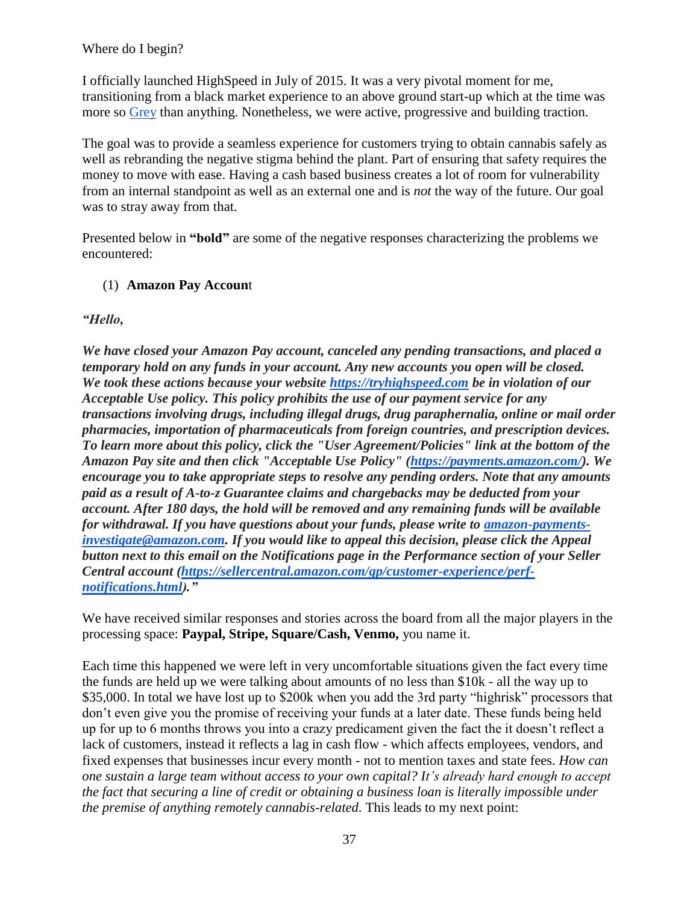Where do I begin?

I officially launched HighSpeed in July of 2015. It was a very pivotal moment for me, transitioning from a black market experience to an above ground start-up which at the time was more so Grey than anything. Nonetheless, we were active, progressive and building traction.

The goal was to provide a seamless experience for customers trying to obtain cannabis safely as well as rebranding the negative stigma behind the plant. Part of ensuring that safety requires the money to move with ease. Having a cash based business creates a lot of room for vulnerability from an internal standpoint as well as an external one and is *not* the way of the future. Our goal was to stray away from that.

Presented below in **"bold"** are some of the negative responses characterizing the problems we encountered:

(1) **Amazon Pay Accoun**t

***"Hello,***

***We have closed your Amazon Pay account, canceled any pending transactions, and placed a temporary hold on any funds in your account. Any new accounts you open will be closed. We took these actions because your website https://tryhighspeed.com be in violation of our Acceptable Use policy. This policy prohibits the use of our payment service for any transactions involving drugs, including illegal drugs, drug paraphernalia, online or mail order pharmacies, importation of pharmaceuticals from foreign countries, and prescription devices. To learn more about this policy, click the "User Agreement/Policies" link at the bottom of the Amazon Pay site and then click "Acceptable Use Policy" (https://payments.amazon.com/). We encourage you to take appropriate steps to resolve any pending orders. Note that any amounts paid as a result of A-to-z Guarantee claims and chargebacks may be deducted from your account. After 180 days, the hold will be removed and any remaining funds will be available for withdrawal. If you have questions about your funds, please write to amazon-payments-investigate@amazon.com. If you would like to appeal this decision, please click the Appeal button next to this email on the Notifications page in the Performance section of your Seller Central account (https://sellercentral.amazon.com/gp/customer-experience/perf-notifications.html)."***

We have received similar responses and stories across the board from all the major players in the processing space: **Paypal, Stripe, Square/Cash, Venmo,** you name it.

Each time this happened we were left in very uncomfortable situations given the fact every time the funds are held up we were talking about amounts of no less than $10k - all the way up to $35,000. In total we have lost up to $200k when you add the 3rd party "highrisk" processors that don't even give you the promise of receiving your funds at a later date. These funds being held up for up to 6 months throws you into a crazy predicament given the fact the it doesn't reflect a lack of customers, instead it reflects a lag in cash flow - which affects employees, vendors, and fixed expenses that businesses incur every month - not to mention taxes and state fees. *How can one sustain a large team without access to your own capital? It's already hard enough to accept the fact that securing a line of credit or obtaining a business loan is literally impossible under the premise of anything remotely cannabis-related*. This leads to my next point: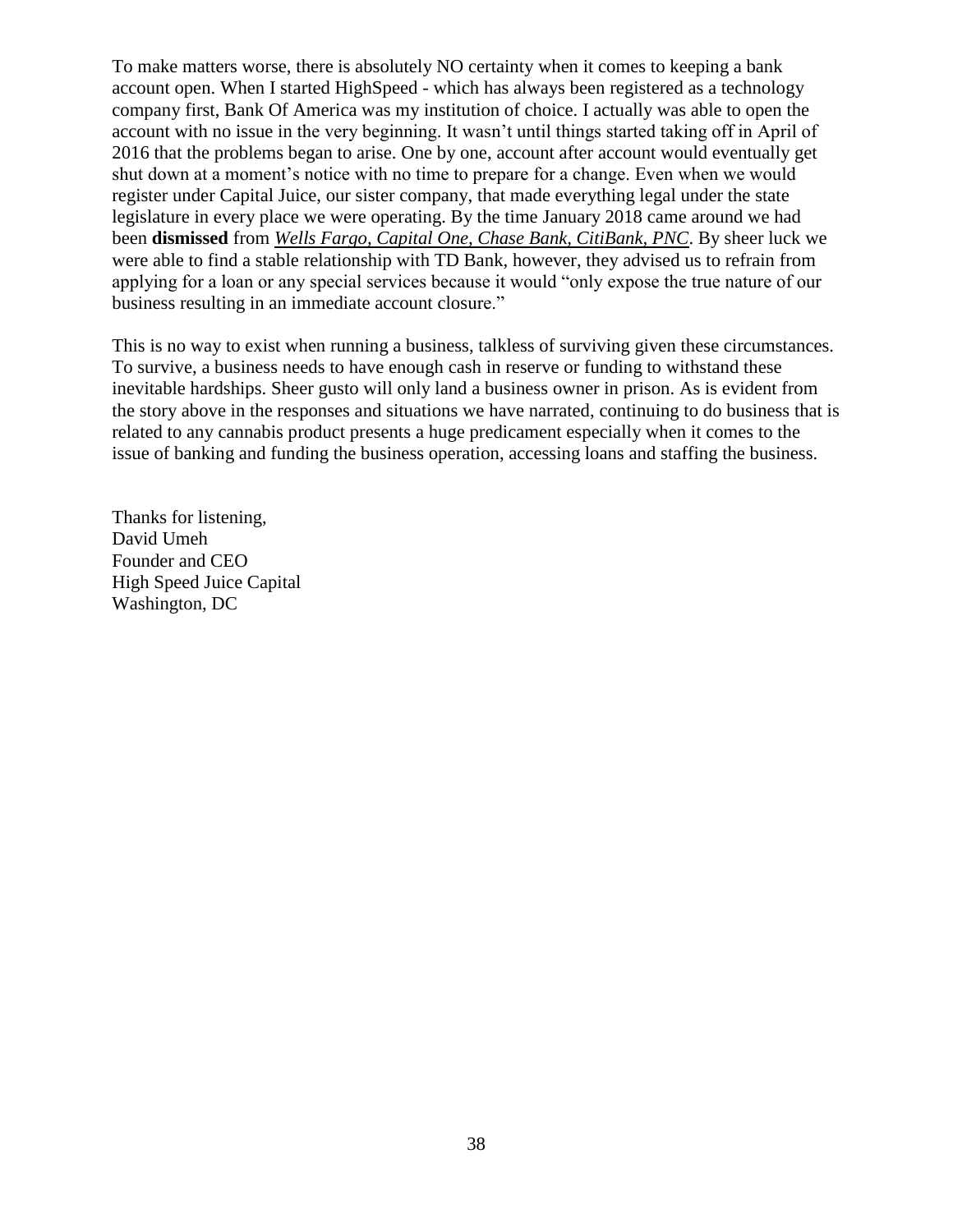To make matters worse, there is absolutely NO certainty when it comes to keeping a bank account open. When I started HighSpeed - which has always been registered as a technology company first, Bank Of America was my institution of choice. I actually was able to open the account with no issue in the very beginning. It wasn't until things started taking off in April of 2016 that the problems began to arise. One by one, account after account would eventually get shut down at a moment's notice with no time to prepare for a change. Even when we would register under Capital Juice, our sister company, that made everything legal under the state legislature in every place we were operating. By the time January 2018 came around we had been **dismissed** from *Wells Fargo, Capital One, Chase Bank, CitiBank, PNC*. By sheer luck we were able to find a stable relationship with TD Bank, however, they advised us to refrain from applying for a loan or any special services because it would "only expose the true nature of our business resulting in an immediate account closure."

This is no way to exist when running a business, talkless of surviving given these circumstances. To survive, a business needs to have enough cash in reserve or funding to withstand these inevitable hardships. Sheer gusto will only land a business owner in prison. As is evident from the story above in the responses and situations we have narrated, continuing to do business that is related to any cannabis product presents a huge predicament especially when it comes to the issue of banking and funding the business operation, accessing loans and staffing the business.

Thanks for listening,  
David Umeh  
Founder and CEO  
High Speed Juice Capital  
Washington, DC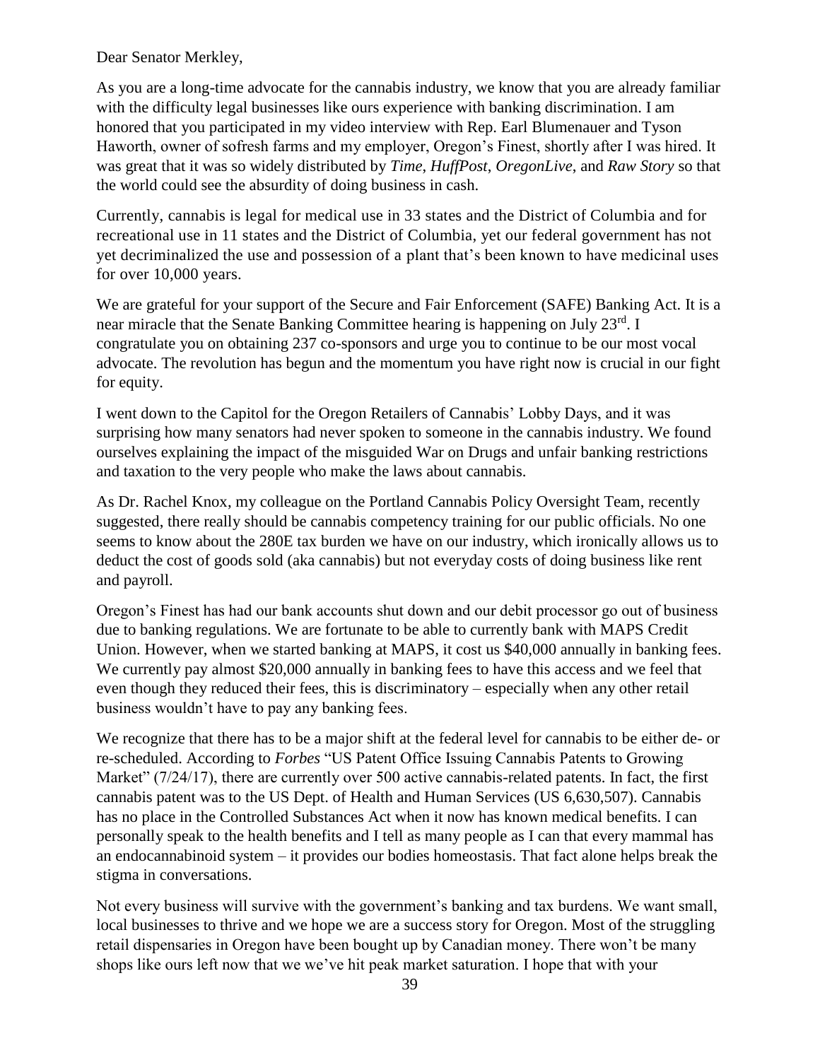Dear Senator Merkley,

As you are a long-time advocate for the cannabis industry, we know that you are already familiar with the difficulty legal businesses like ours experience with banking discrimination. I am honored that you participated in my video interview with Rep. Earl Blumenauer and Tyson Haworth, owner of sofresh farms and my employer, Oregon's Finest, shortly after I was hired. It was great that it was so widely distributed by *Time*, *HuffPost*, *OregonLive*, and *Raw Story* so that the world could see the absurdity of doing business in cash.

Currently, cannabis is legal for medical use in 33 states and the District of Columbia and for recreational use in 11 states and the District of Columbia, yet our federal government has not yet decriminalized the use and possession of a plant that's been known to have medicinal uses for over 10,000 years.

We are grateful for your support of the Secure and Fair Enforcement (SAFE) Banking Act. It is a near miracle that the Senate Banking Committee hearing is happening on July 23rd. I congratulate you on obtaining 237 co-sponsors and urge you to continue to be our most vocal advocate. The revolution has begun and the momentum you have right now is crucial in our fight for equity.

I went down to the Capitol for the Oregon Retailers of Cannabis' Lobby Days, and it was surprising how many senators had never spoken to someone in the cannabis industry. We found ourselves explaining the impact of the misguided War on Drugs and unfair banking restrictions and taxation to the very people who make the laws about cannabis.

As Dr. Rachel Knox, my colleague on the Portland Cannabis Policy Oversight Team, recently suggested, there really should be cannabis competency training for our public officials. No one seems to know about the 280E tax burden we have on our industry, which ironically allows us to deduct the cost of goods sold (aka cannabis) but not everyday costs of doing business like rent and payroll.

Oregon's Finest has had our bank accounts shut down and our debit processor go out of business due to banking regulations. We are fortunate to be able to currently bank with MAPS Credit Union. However, when we started banking at MAPS, it cost us $40,000 annually in banking fees. We currently pay almost $20,000 annually in banking fees to have this access and we feel that even though they reduced their fees, this is discriminatory – especially when any other retail business wouldn't have to pay any banking fees.

We recognize that there has to be a major shift at the federal level for cannabis to be either de- or re-scheduled. According to *Forbes* "US Patent Office Issuing Cannabis Patents to Growing Market" (7/24/17), there are currently over 500 active cannabis-related patents. In fact, the first cannabis patent was to the US Dept. of Health and Human Services (US 6,630,507). Cannabis has no place in the Controlled Substances Act when it now has known medical benefits. I can personally speak to the health benefits and I tell as many people as I can that every mammal has an endocannabinoid system – it provides our bodies homeostasis. That fact alone helps break the stigma in conversations.

Not every business will survive with the government's banking and tax burdens. We want small, local businesses to thrive and we hope we are a success story for Oregon. Most of the struggling retail dispensaries in Oregon have been bought up by Canadian money. There won't be many shops like ours left now that we we've hit peak market saturation. I hope that with your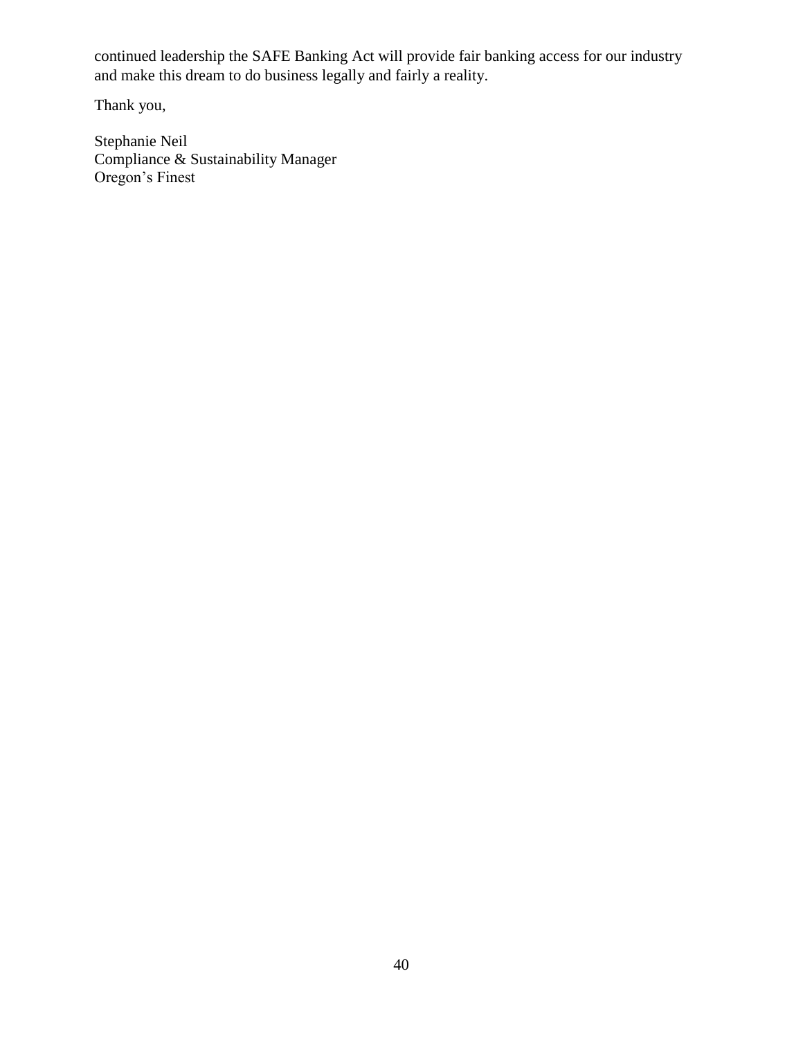continued leadership the SAFE Banking Act will provide fair banking access for our industry and make this dream to do business legally and fairly a reality.

Thank you,

Stephanie Neil
Compliance & Sustainability Manager
Oregon's Finest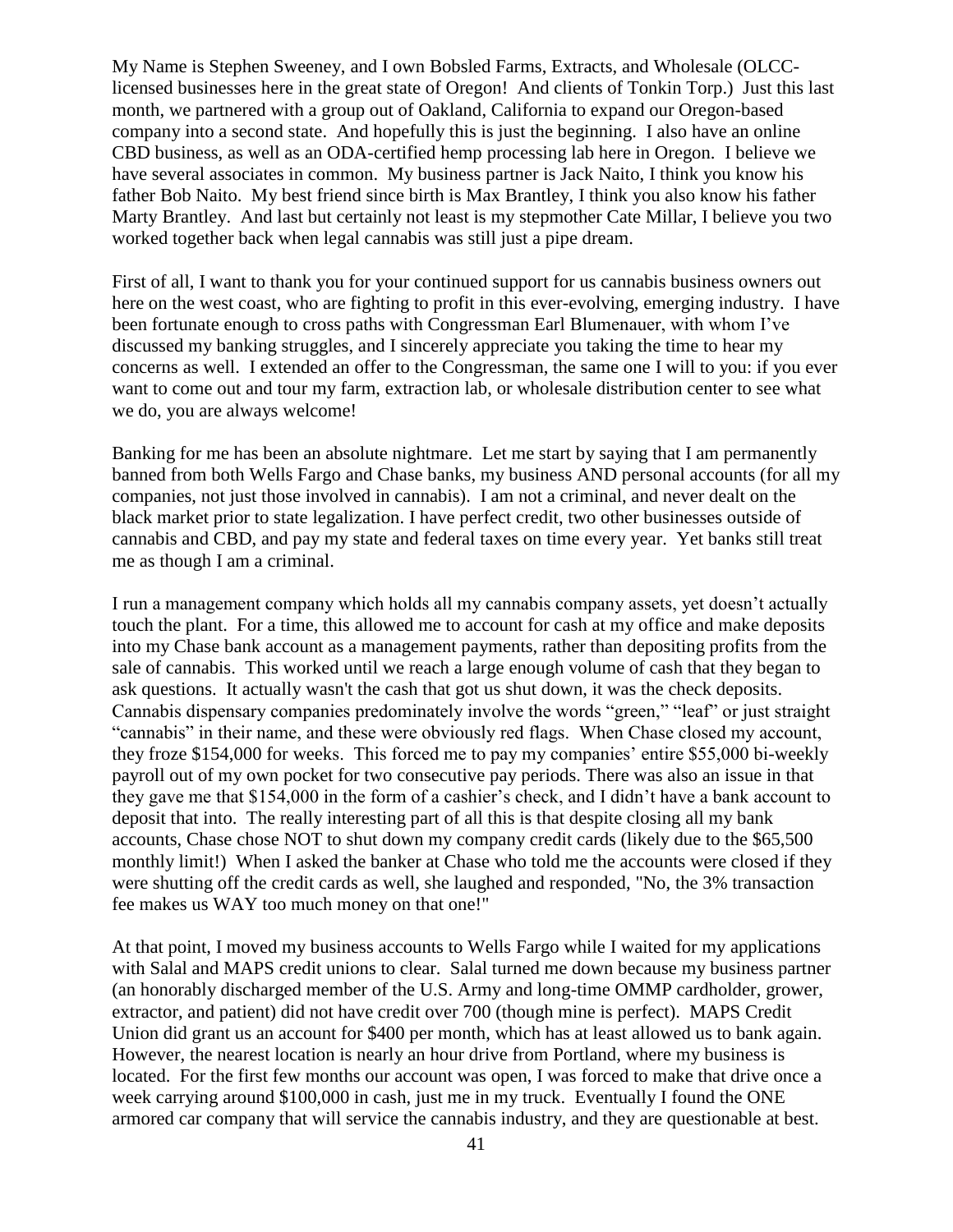My Name is Stephen Sweeney, and I own Bobsled Farms, Extracts, and Wholesale (OLCC-licensed businesses here in the great state of Oregon! And clients of Tonkin Torp.) Just this last month, we partnered with a group out of Oakland, California to expand our Oregon-based company into a second state. And hopefully this is just the beginning. I also have an online CBD business, as well as an ODA-certified hemp processing lab here in Oregon. I believe we have several associates in common. My business partner is Jack Naito, I think you know his father Bob Naito. My best friend since birth is Max Brantley, I think you also know his father Marty Brantley. And last but certainly not least is my stepmother Cate Millar, I believe you two worked together back when legal cannabis was still just a pipe dream.

First of all, I want to thank you for your continued support for us cannabis business owners out here on the west coast, who are fighting to profit in this ever-evolving, emerging industry. I have been fortunate enough to cross paths with Congressman Earl Blumenauer, with whom I've discussed my banking struggles, and I sincerely appreciate you taking the time to hear my concerns as well. I extended an offer to the Congressman, the same one I will to you: if you ever want to come out and tour my farm, extraction lab, or wholesale distribution center to see what we do, you are always welcome!

Banking for me has been an absolute nightmare. Let me start by saying that I am permanently banned from both Wells Fargo and Chase banks, my business AND personal accounts (for all my companies, not just those involved in cannabis). I am not a criminal, and never dealt on the black market prior to state legalization. I have perfect credit, two other businesses outside of cannabis and CBD, and pay my state and federal taxes on time every year. Yet banks still treat me as though I am a criminal.

I run a management company which holds all my cannabis company assets, yet doesn't actually touch the plant. For a time, this allowed me to account for cash at my office and make deposits into my Chase bank account as a management payments, rather than depositing profits from the sale of cannabis. This worked until we reach a large enough volume of cash that they began to ask questions. It actually wasn't the cash that got us shut down, it was the check deposits. Cannabis dispensary companies predominately involve the words "green," "leaf" or just straight "cannabis" in their name, and these were obviously red flags. When Chase closed my account, they froze $154,000 for weeks. This forced me to pay my companies' entire $55,000 bi-weekly payroll out of my own pocket for two consecutive pay periods. There was also an issue in that they gave me that $154,000 in the form of a cashier's check, and I didn't have a bank account to deposit that into. The really interesting part of all this is that despite closing all my bank accounts, Chase chose NOT to shut down my company credit cards (likely due to the $65,500 monthly limit!) When I asked the banker at Chase who told me the accounts were closed if they were shutting off the credit cards as well, she laughed and responded, "No, the 3% transaction fee makes us WAY too much money on that one!"

At that point, I moved my business accounts to Wells Fargo while I waited for my applications with Salal and MAPS credit unions to clear. Salal turned me down because my business partner (an honorably discharged member of the U.S. Army and long-time OMMP cardholder, grower, extractor, and patient) did not have credit over 700 (though mine is perfect). MAPS Credit Union did grant us an account for $400 per month, which has at least allowed us to bank again. However, the nearest location is nearly an hour drive from Portland, where my business is located. For the first few months our account was open, I was forced to make that drive once a week carrying around $100,000 in cash, just me in my truck. Eventually I found the ONE armored car company that will service the cannabis industry, and they are questionable at best.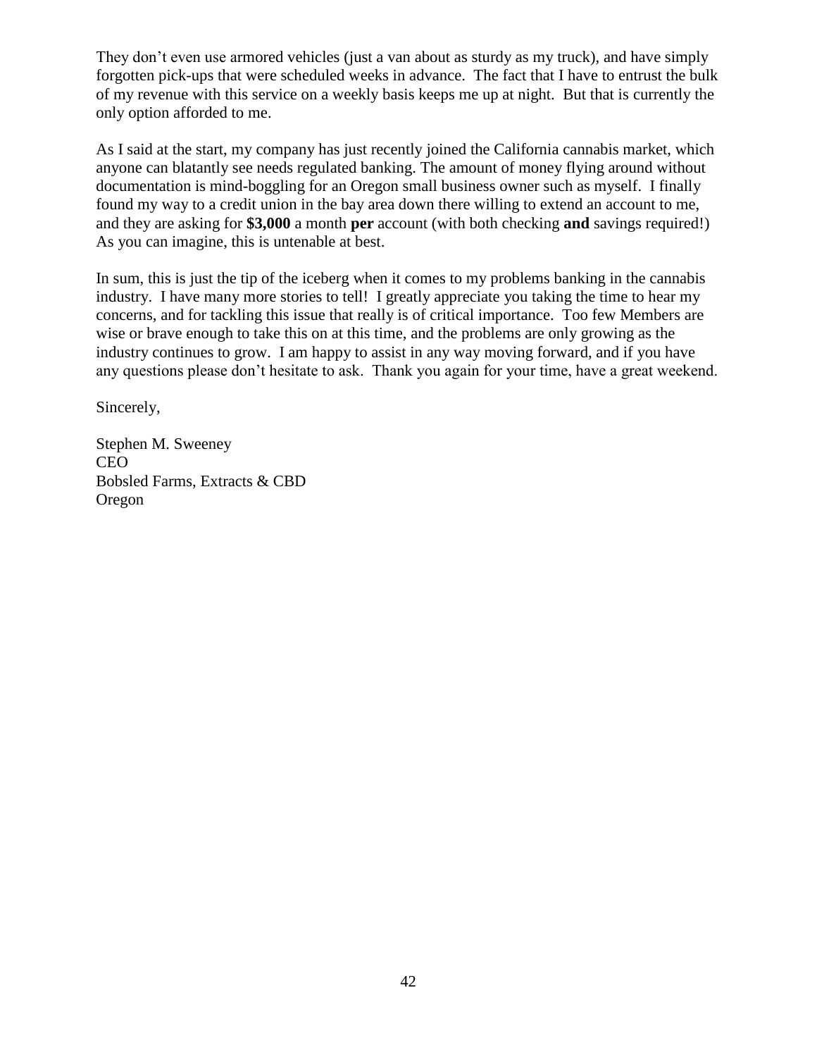They don't even use armored vehicles (just a van about as sturdy as my truck), and have simply forgotten pick-ups that were scheduled weeks in advance. The fact that I have to entrust the bulk of my revenue with this service on a weekly basis keeps me up at night. But that is currently the only option afforded to me.

As I said at the start, my company has just recently joined the California cannabis market, which anyone can blatantly see needs regulated banking. The amount of money flying around without documentation is mind-boggling for an Oregon small business owner such as myself. I finally found my way to a credit union in the bay area down there willing to extend an account to me, and they are asking for **$3,000** a month **per** account (with both checking **and** savings required!) As you can imagine, this is untenable at best.

In sum, this is just the tip of the iceberg when it comes to my problems banking in the cannabis industry. I have many more stories to tell! I greatly appreciate you taking the time to hear my concerns, and for tackling this issue that really is of critical importance. Too few Members are wise or brave enough to take this on at this time, and the problems are only growing as the industry continues to grow. I am happy to assist in any way moving forward, and if you have any questions please don't hesitate to ask. Thank you again for your time, have a great weekend.

Sincerely,

Stephen M. Sweeney
CEO
Bobsled Farms, Extracts & CBD
Oregon